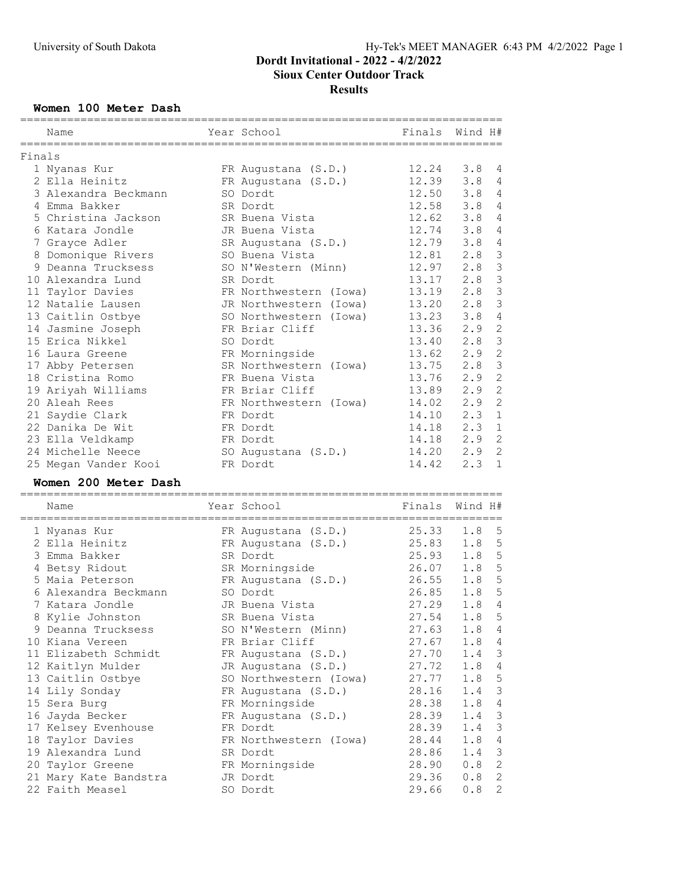# Dordt Invitational - 2022 - 4/2/2022

## Sioux Center Outdoor Track

## Results

### Women 100 Meter Dash

Finals

| Place | Name | Year | School | Finals | Wind | H# |
|---|---|---|---|---|---|---|
| 1 | Nyanas Kur | FR | Augustana (S.D.) | 12.24 | 3.8 | 4 |
| 2 | Ella Heinitz | FR | Augustana (S.D.) | 12.39 | 3.8 | 4 |
| 3 | Alexandra Beckmann | SO | Dordt | 12.50 | 3.8 | 4 |
| 4 | Emma Bakker | SR | Dordt | 12.58 | 3.8 | 4 |
| 5 | Christina Jackson | SR | Buena Vista | 12.62 | 3.8 | 4 |
| 6 | Katara Jondle | JR | Buena Vista | 12.74 | 3.8 | 4 |
| 7 | Grayce Adler | SR | Augustana (S.D.) | 12.79 | 3.8 | 4 |
| 8 | Domonique Rivers | SO | Buena Vista | 12.81 | 2.8 | 3 |
| 9 | Deanna Trucksess | SO | N'Western (Minn) | 12.97 | 2.8 | 3 |
| 10 | Alexandra Lund | SR | Dordt | 13.17 | 2.8 | 3 |
| 11 | Taylor Davies | FR | Northwestern (Iowa) | 13.19 | 2.8 | 3 |
| 12 | Natalie Lausen | JR | Northwestern (Iowa) | 13.20 | 2.8 | 3 |
| 13 | Caitlin Ostbye | SO | Northwestern (Iowa) | 13.23 | 3.8 | 4 |
| 14 | Jasmine Joseph | FR | Briar Cliff | 13.36 | 2.9 | 2 |
| 15 | Erica Nikkel | SO | Dordt | 13.40 | 2.8 | 3 |
| 16 | Laura Greene | FR | Morningside | 13.62 | 2.9 | 2 |
| 17 | Abby Petersen | SR | Northwestern (Iowa) | 13.75 | 2.8 | 3 |
| 18 | Cristina Romo | FR | Buena Vista | 13.76 | 2.9 | 2 |
| 19 | Ariyah Williams | FR | Briar Cliff | 13.89 | 2.9 | 2 |
| 20 | Aleah Rees | FR | Northwestern (Iowa) | 14.02 | 2.9 | 2 |
| 21 | Saydie Clark | FR | Dordt | 14.10 | 2.3 | 1 |
| 22 | Danika De Wit | FR | Dordt | 14.18 | 2.3 | 1 |
| 23 | Ella Veldkamp | FR | Dordt | 14.18 | 2.9 | 2 |
| 24 | Michelle Neece | SO | Augustana (S.D.) | 14.20 | 2.9 | 2 |
| 25 | Megan Vander Kooi | FR | Dordt | 14.42 | 2.3 | 1 |

### Women 200 Meter Dash

| Place | Name | Year | School | Finals | Wind | H# |
|---|---|---|---|---|---|---|
| 1 | Nyanas Kur | FR | Augustana (S.D.) | 25.33 | 1.8 | 5 |
| 2 | Ella Heinitz | FR | Augustana (S.D.) | 25.83 | 1.8 | 5 |
| 3 | Emma Bakker | SR | Dordt | 25.93 | 1.8 | 5 |
| 4 | Betsy Ridout | SR | Morningside | 26.07 | 1.8 | 5 |
| 5 | Maia Peterson | FR | Augustana (S.D.) | 26.55 | 1.8 | 5 |
| 6 | Alexandra Beckmann | SO | Dordt | 26.85 | 1.8 | 5 |
| 7 | Katara Jondle | JR | Buena Vista | 27.29 | 1.8 | 4 |
| 8 | Kylie Johnston | SR | Buena Vista | 27.54 | 1.8 | 5 |
| 9 | Deanna Trucksess | SO | N'Western (Minn) | 27.63 | 1.8 | 4 |
| 10 | Kiana Vereen | FR | Briar Cliff | 27.67 | 1.8 | 4 |
| 11 | Elizabeth Schmidt | FR | Augustana (S.D.) | 27.70 | 1.4 | 3 |
| 12 | Kaitlyn Mulder | JR | Augustana (S.D.) | 27.72 | 1.8 | 4 |
| 13 | Caitlin Ostbye | SO | Northwestern (Iowa) | 27.77 | 1.8 | 5 |
| 14 | Lily Sonday | FR | Augustana (S.D.) | 28.16 | 1.4 | 3 |
| 15 | Sera Burg | FR | Morningside | 28.38 | 1.8 | 4 |
| 16 | Jayda Becker | FR | Augustana (S.D.) | 28.39 | 1.4 | 3 |
| 17 | Kelsey Evenhouse | FR | Dordt | 28.39 | 1.4 | 3 |
| 18 | Taylor Davies | FR | Northwestern (Iowa) | 28.44 | 1.8 | 4 |
| 19 | Alexandra Lund | SR | Dordt | 28.86 | 1.4 | 3 |
| 20 | Taylor Greene | FR | Morningside | 28.90 | 0.8 | 2 |
| 21 | Mary Kate Bandstra | JR | Dordt | 29.36 | 0.8 | 2 |
| 22 | Faith Measel | SO | Dordt | 29.66 | 0.8 | 2 |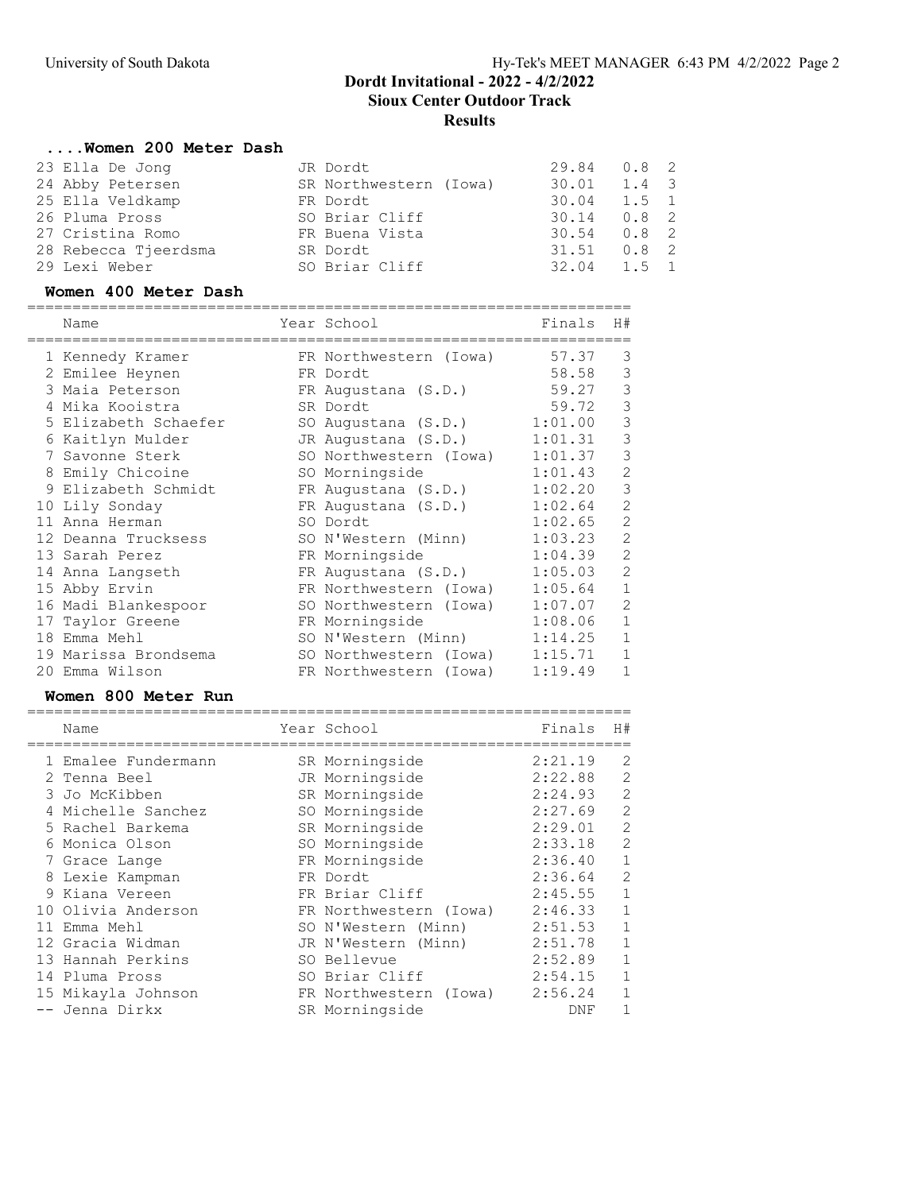# Dordt Invitational - 2022 - 4/2/2022

## Sioux Center Outdoor Track

## Results

### ....Women 200 Meter Dash

| Place | Name | Year | School | Finals | Wind | H# |
|---|---|---|---|---|---|---|
| 23 | Ella De Jong | JR | Dordt | 29.84 | 0.8 | 2 |
| 24 | Abby Petersen | SR | Northwestern (Iowa) | 30.01 | 1.4 | 3 |
| 25 | Ella Veldkamp | FR | Dordt | 30.04 | 1.5 | 1 |
| 26 | Pluma Pross | SO | Briar Cliff | 30.14 | 0.8 | 2 |
| 27 | Cristina Romo | FR | Buena Vista | 30.54 | 0.8 | 2 |
| 28 | Rebecca Tjeerdsma | SR | Dordt | 31.51 | 0.8 | 2 |
| 29 | Lexi Weber | SO | Briar Cliff | 32.04 | 1.5 | 1 |

### Women 400 Meter Dash

| Place | Name | Year | School | Finals | H# |
|---|---|---|---|---|---|
| 1 | Kennedy Kramer | FR | Northwestern (Iowa) | 57.37 | 3 |
| 2 | Emilee Heynen | FR | Dordt | 58.58 | 3 |
| 3 | Maia Peterson | FR | Augustana (S.D.) | 59.27 | 3 |
| 4 | Mika Kooistra | SR | Dordt | 59.72 | 3 |
| 5 | Elizabeth Schaefer | SO | Augustana (S.D.) | 1:01.00 | 3 |
| 6 | Kaitlyn Mulder | JR | Augustana (S.D.) | 1:01.31 | 3 |
| 7 | Savonne Sterk | SO | Northwestern (Iowa) | 1:01.37 | 3 |
| 8 | Emily Chicoine | SO | Morningside | 1:01.43 | 2 |
| 9 | Elizabeth Schmidt | FR | Augustana (S.D.) | 1:02.20 | 3 |
| 10 | Lily Sonday | FR | Augustana (S.D.) | 1:02.64 | 2 |
| 11 | Anna Herman | SO | Dordt | 1:02.65 | 2 |
| 12 | Deanna Trucksess | SO | N'Western (Minn) | 1:03.23 | 2 |
| 13 | Sarah Perez | FR | Morningside | 1:04.39 | 2 |
| 14 | Anna Langseth | FR | Augustana (S.D.) | 1:05.03 | 2 |
| 15 | Abby Ervin | FR | Northwestern (Iowa) | 1:05.64 | 1 |
| 16 | Madi Blankespoor | SO | Northwestern (Iowa) | 1:07.07 | 2 |
| 17 | Taylor Greene | FR | Morningside | 1:08.06 | 1 |
| 18 | Emma Mehl | SO | N'Western (Minn) | 1:14.25 | 1 |
| 19 | Marissa Brondsema | SO | Northwestern (Iowa) | 1:15.71 | 1 |
| 20 | Emma Wilson | FR | Northwestern (Iowa) | 1:19.49 | 1 |

### Women 800 Meter Run

| Place | Name | Year | School | Finals | H# |
|---|---|---|---|---|---|
| 1 | Emalee Fundermann | SR | Morningside | 2:21.19 | 2 |
| 2 | Tenna Beel | JR | Morningside | 2:22.88 | 2 |
| 3 | Jo McKibben | SR | Morningside | 2:24.93 | 2 |
| 4 | Michelle Sanchez | SO | Morningside | 2:27.69 | 2 |
| 5 | Rachel Barkema | SR | Morningside | 2:29.01 | 2 |
| 6 | Monica Olson | SO | Morningside | 2:33.18 | 2 |
| 7 | Grace Lange | FR | Morningside | 2:36.40 | 1 |
| 8 | Lexie Kampman | FR | Dordt | 2:36.64 | 2 |
| 9 | Kiana Vereen | FR | Briar Cliff | 2:45.55 | 1 |
| 10 | Olivia Anderson | FR | Northwestern (Iowa) | 2:46.33 | 1 |
| 11 | Emma Mehl | SO | N'Western (Minn) | 2:51.53 | 1 |
| 12 | Gracia Widman | JR | N'Western (Minn) | 2:51.78 | 1 |
| 13 | Hannah Perkins | SO | Bellevue | 2:52.89 | 1 |
| 14 | Pluma Pross | SO | Briar Cliff | 2:54.15 | 1 |
| 15 | Mikayla Johnson | FR | Northwestern (Iowa) | 2:56.24 | 1 |
| -- | Jenna Dirkx | SR | Morningside | DNF | 1 |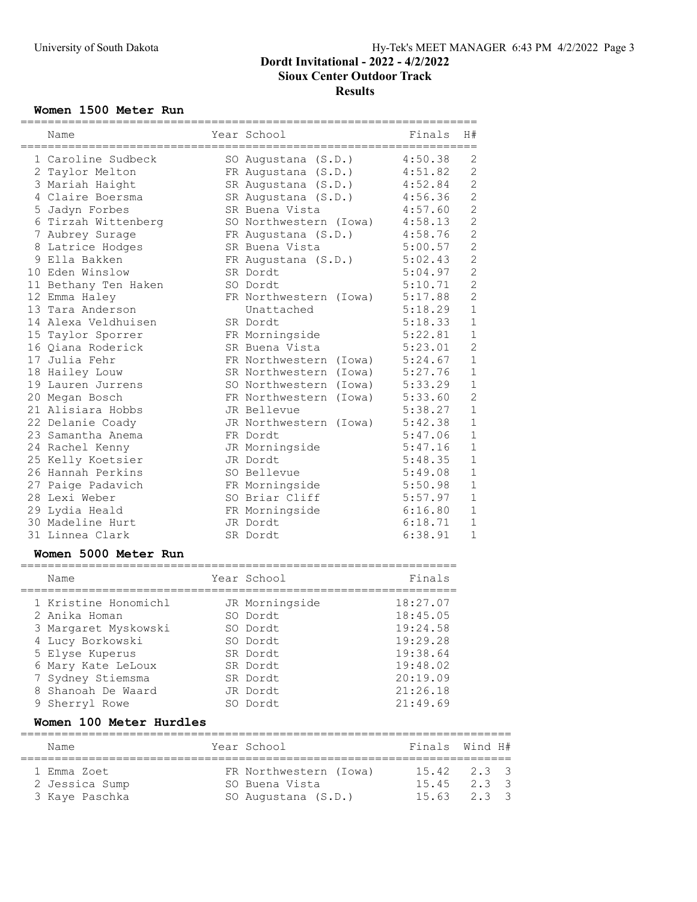# Dordt Invitational - 2022 - 4/2/2022

## Sioux Center Outdoor Track

## Results

### Women 1500 Meter Run

| | Name | Year | School | Finals | H# |
|---|---|---|---|---|---|
| 1 | Caroline Sudbeck | SO | Augustana (S.D.) | 4:50.38 | 2 |
| 2 | Taylor Melton | FR | Augustana (S.D.) | 4:51.82 | 2 |
| 3 | Mariah Haight | SR | Augustana (S.D.) | 4:52.84 | 2 |
| 4 | Claire Boersma | SR | Augustana (S.D.) | 4:56.36 | 2 |
| 5 | Jadyn Forbes | SR | Buena Vista | 4:57.60 | 2 |
| 6 | Tirzah Wittenberg | SO | Northwestern (Iowa) | 4:58.13 | 2 |
| 7 | Aubrey Surage | FR | Augustana (S.D.) | 4:58.76 | 2 |
| 8 | Latrice Hodges | SR | Buena Vista | 5:00.57 | 2 |
| 9 | Ella Bakken | FR | Augustana (S.D.) | 5:02.43 | 2 |
| 10 | Eden Winslow | SR | Dordt | 5:04.97 | 2 |
| 11 | Bethany Ten Haken | SO | Dordt | 5:10.71 | 2 |
| 12 | Emma Haley | FR | Northwestern (Iowa) | 5:17.88 | 2 |
| 13 | Tara Anderson | | Unattached | 5:18.29 | 1 |
| 14 | Alexa Veldhuisen | SR | Dordt | 5:18.33 | 1 |
| 15 | Taylor Sporrer | FR | Morningside | 5:22.81 | 1 |
| 16 | Qiana Roderick | SR | Buena Vista | 5:23.01 | 2 |
| 17 | Julia Fehr | FR | Northwestern (Iowa) | 5:24.67 | 1 |
| 18 | Hailey Louw | SR | Northwestern (Iowa) | 5:27.76 | 1 |
| 19 | Lauren Jurrens | SO | Northwestern (Iowa) | 5:33.29 | 1 |
| 20 | Megan Bosch | FR | Northwestern (Iowa) | 5:33.60 | 2 |
| 21 | Alisiara Hobbs | JR | Bellevue | 5:38.27 | 1 |
| 22 | Delanie Coady | JR | Northwestern (Iowa) | 5:42.38 | 1 |
| 23 | Samantha Anema | FR | Dordt | 5:47.06 | 1 |
| 24 | Rachel Kenny | JR | Morningside | 5:47.16 | 1 |
| 25 | Kelly Koetsier | JR | Dordt | 5:48.35 | 1 |
| 26 | Hannah Perkins | SO | Bellevue | 5:49.08 | 1 |
| 27 | Paige Padavich | FR | Morningside | 5:50.98 | 1 |
| 28 | Lexi Weber | SO | Briar Cliff | 5:57.97 | 1 |
| 29 | Lydia Heald | FR | Morningside | 6:16.80 | 1 |
| 30 | Madeline Hurt | JR | Dordt | 6:18.71 | 1 |
| 31 | Linnea Clark | SR | Dordt | 6:38.91 | 1 |

### Women 5000 Meter Run

| | Name | Year | School | Finals |
|---|---|---|---|---|
| 1 | Kristine Honomichl | JR | Morningside | 18:27.07 |
| 2 | Anika Homan | SO | Dordt | 18:45.05 |
| 3 | Margaret Myskowski | SO | Dordt | 19:24.58 |
| 4 | Lucy Borkowski | SO | Dordt | 19:29.28 |
| 5 | Elyse Kuperus | SR | Dordt | 19:38.64 |
| 6 | Mary Kate LeLoux | SR | Dordt | 19:48.02 |
| 7 | Sydney Stiemsma | SR | Dordt | 20:19.09 |
| 8 | Shanoah De Waard | JR | Dordt | 21:26.18 |
| 9 | Sherryl Rowe | SO | Dordt | 21:49.69 |

### Women 100 Meter Hurdles

| | Name | Year | School | Finals | Wind | H# |
|---|---|---|---|---|---|---|
| 1 | Emma Zoet | FR | Northwestern (Iowa) | 15.42 | 2.3 | 3 |
| 2 | Jessica Sump | SO | Buena Vista | 15.45 | 2.3 | 3 |
| 3 | Kaye Paschka | SO | Augustana (S.D.) | 15.63 | 2.3 | 3 |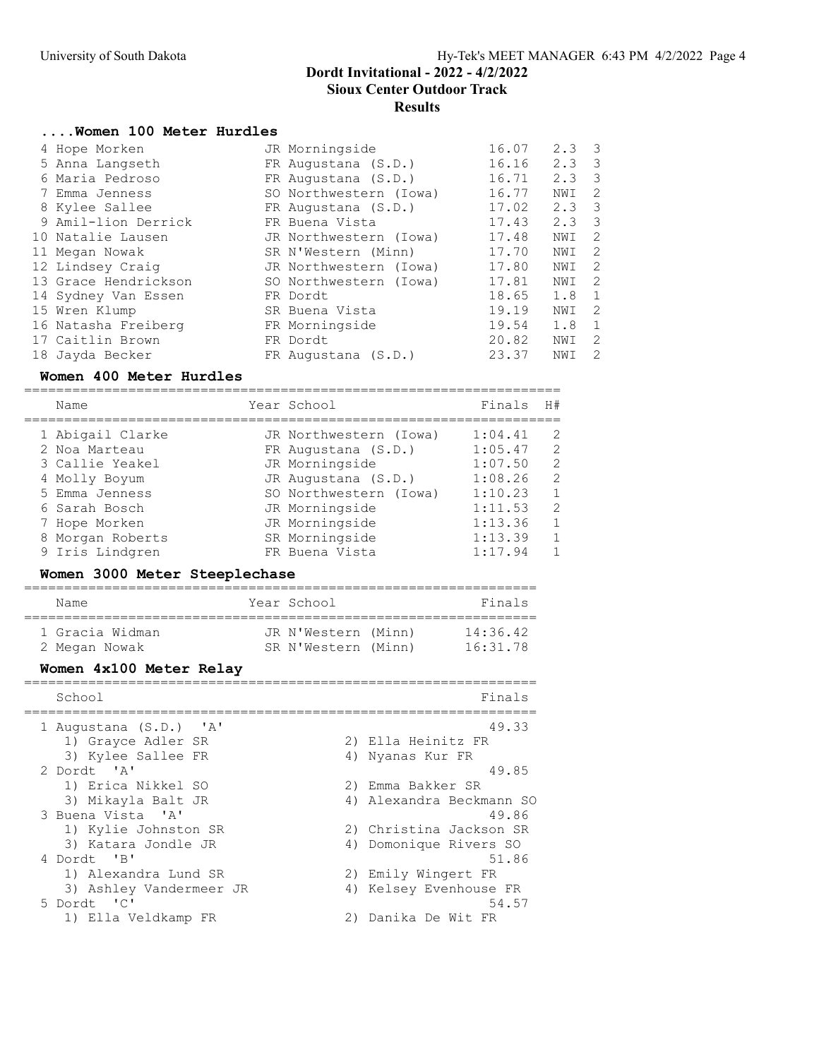## Dordt Invitational - 2022 - 4/2/2022
## Sioux Center Outdoor Track
## Results

### ....Women 100 Meter Hurdles

| Place | Name | Year | School | Finals | Wind | H# |
|---|---|---|---|---|---|---|
| 4 | Hope Morken | JR | Morningside | 16.07 | 2.3 | 3 |
| 5 | Anna Langseth | FR | Augustana (S.D.) | 16.16 | 2.3 | 3 |
| 6 | Maria Pedroso | FR | Augustana (S.D.) | 16.71 | 2.3 | 3 |
| 7 | Emma Jenness | SO | Northwestern (Iowa) | 16.77 | NWI | 2 |
| 8 | Kylee Sallee | FR | Augustana (S.D.) | 17.02 | 2.3 | 3 |
| 9 | Amil-lion Derrick | FR | Buena Vista | 17.43 | 2.3 | 3 |
| 10 | Natalie Lausen | JR | Northwestern (Iowa) | 17.48 | NWI | 2 |
| 11 | Megan Nowak | SR | N'Western (Minn) | 17.70 | NWI | 2 |
| 12 | Lindsey Craig | JR | Northwestern (Iowa) | 17.80 | NWI | 2 |
| 13 | Grace Hendrickson | SO | Northwestern (Iowa) | 17.81 | NWI | 2 |
| 14 | Sydney Van Essen | FR | Dordt | 18.65 | 1.8 | 1 |
| 15 | Wren Klump | SR | Buena Vista | 19.19 | NWI | 2 |
| 16 | Natasha Freiberg | FR | Morningside | 19.54 | 1.8 | 1 |
| 17 | Caitlin Brown | FR | Dordt | 20.82 | NWI | 2 |
| 18 | Jayda Becker | FR | Augustana (S.D.) | 23.37 | NWI | 2 |

### Women 400 Meter Hurdles

| Place | Name | Year | School | Finals | H# |
|---|---|---|---|---|---|
| 1 | Abigail Clarke | JR | Northwestern (Iowa) | 1:04.41 | 2 |
| 2 | Noa Marteau | FR | Augustana (S.D.) | 1:05.47 | 2 |
| 3 | Callie Yeakel | JR | Morningside | 1:07.50 | 2 |
| 4 | Molly Boyum | JR | Augustana (S.D.) | 1:08.26 | 2 |
| 5 | Emma Jenness | SO | Northwestern (Iowa) | 1:10.23 | 1 |
| 6 | Sarah Bosch | JR | Morningside | 1:11.53 | 2 |
| 7 | Hope Morken | JR | Morningside | 1:13.36 | 1 |
| 8 | Morgan Roberts | SR | Morningside | 1:13.39 | 1 |
| 9 | Iris Lindgren | FR | Buena Vista | 1:17.94 | 1 |

### Women 3000 Meter Steeplechase

| Place | Name | Year | School | Finals |
|---|---|---|---|---|
| 1 | Gracia Widman | JR | N'Western (Minn) | 14:36.42 |
| 2 | Megan Nowak | SR | N'Western (Minn) | 16:31.78 |

### Women 4x100 Meter Relay

| Place | School | Finals |
|---|---|---|
| 1 | Augustana (S.D.) 'A' | 49.33 |
| | 1) Grayce Adler SR, 2) Ella Heinitz FR, 3) Kylee Sallee FR, 4) Nyanas Kur FR | |
| 2 | Dordt 'A' | 49.85 |
| | 1) Erica Nikkel SO, 2) Emma Bakker SR, 3) Mikayla Balt JR, 4) Alexandra Beckmann SO | |
| 3 | Buena Vista 'A' | 49.86 |
| | 1) Kylie Johnston SR, 2) Christina Jackson SR, 3) Katara Jondle JR, 4) Domonique Rivers SO | |
| 4 | Dordt 'B' | 51.86 |
| | 1) Alexandra Lund SR, 2) Emily Wingert FR, 3) Ashley Vandermeer JR, 4) Kelsey Evenhouse FR | |
| 5 | Dordt 'C' | 54.57 |
| | 1) Ella Veldkamp FR, 2) Danika De Wit FR | |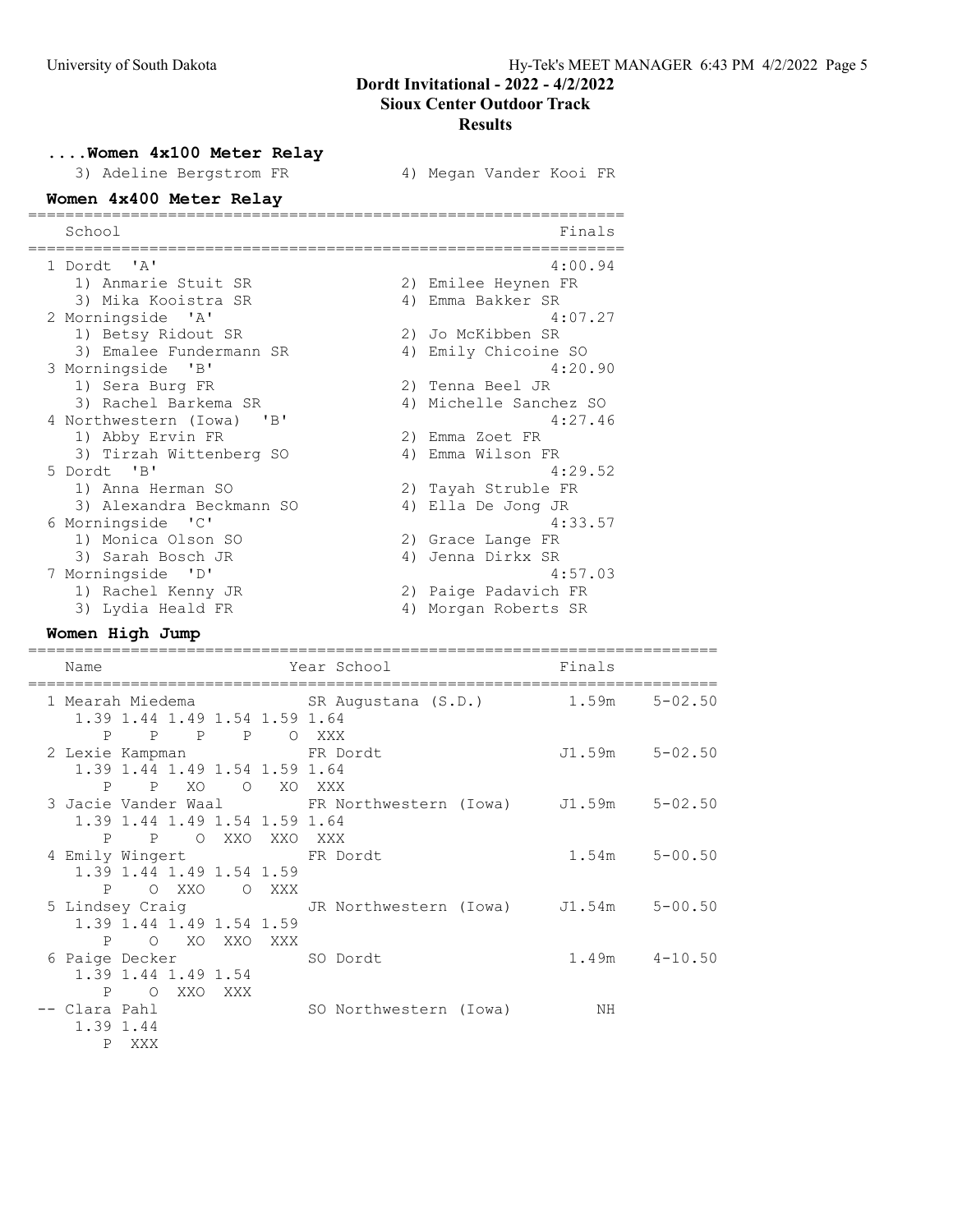## ....Women 4x100 Meter Relay

3) Adeline Bergstrom FR    4) Megan Vander Kooi FR

## Women 4x400 Meter Relay

| School | Finals |
| --- | --- |
| 1 Dordt 'A' | 4:00.94 |
| 1) Anmarie Stuit SR, 2) Emilee Heynen FR, 3) Mika Kooistra SR, 4) Emma Bakker SR | |
| 2 Morningside 'A' | 4:07.27 |
| 1) Betsy Ridout SR, 2) Jo McKibben SR, 3) Emalee Fundermann SR, 4) Emily Chicoine SO | |
| 3 Morningside 'B' | 4:20.90 |
| 1) Sera Burg FR, 2) Tenna Beel JR, 3) Rachel Barkema SR, 4) Michelle Sanchez SO | |
| 4 Northwestern (Iowa) 'B' | 4:27.46 |
| 1) Abby Ervin FR, 2) Emma Zoet FR, 3) Tirzah Wittenberg SO, 4) Emma Wilson FR | |
| 5 Dordt 'B' | 4:29.52 |
| 1) Anna Herman SO, 2) Tayah Struble FR, 3) Alexandra Beckmann SO, 4) Ella De Jong JR | |
| 6 Morningside 'C' | 4:33.57 |
| 1) Monica Olson SO, 2) Grace Lange FR, 3) Sarah Bosch JR, 4) Jenna Dirkx SR | |
| 7 Morningside 'D' | 4:57.03 |
| 1) Rachel Kenny JR, 2) Paige Padavich FR, 3) Lydia Heald FR, 4) Morgan Roberts SR | |

## Women High Jump

| Name | Year | School | Finals | |
| --- | --- | --- | --- | --- |
| 1 Mearah Miedema | SR | Augustana (S.D.) | 1.59m | 5-02.50 |
| 1.39 1.44 1.49 1.54 1.59 1.64 — P P P P O XXX | | | | |
| 2 Lexie Kampman | FR | Dordt | J1.59m | 5-02.50 |
| 1.39 1.44 1.49 1.54 1.59 1.64 — P P XO O XO XXX | | | | |
| 3 Jacie Vander Waal | FR | Northwestern (Iowa) | J1.59m | 5-02.50 |
| 1.39 1.44 1.49 1.54 1.59 1.64 — P P O XXO XXO XXX | | | | |
| 4 Emily Wingert | FR | Dordt | 1.54m | 5-00.50 |
| 1.39 1.44 1.49 1.54 1.59 — P O XXO O XXX | | | | |
| 5 Lindsey Craig | JR | Northwestern (Iowa) | J1.54m | 5-00.50 |
| 1.39 1.44 1.49 1.54 1.59 — P O XO XXO XXX | | | | |
| 6 Paige Decker | SO | Dordt | 1.49m | 4-10.50 |
| 1.39 1.44 1.49 1.54 — P O XXO XXX | | | | |
| -- Clara Pahl | SO | Northwestern (Iowa) | NH | |
| 1.39 1.44 — P XXX | | | | |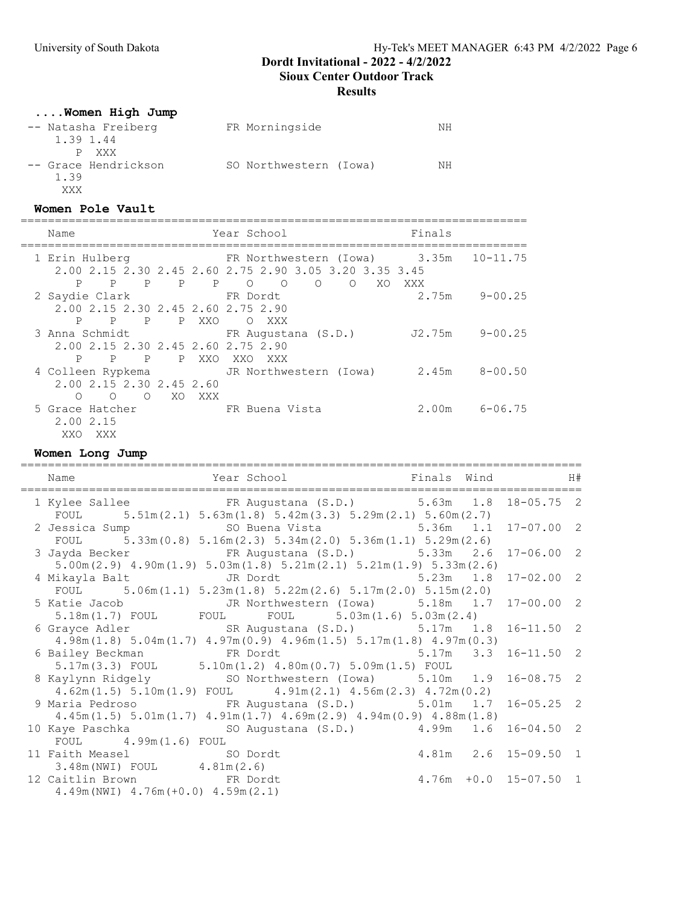Dordt Invitational - 2022 - 4/2/2022
Sioux Center Outdoor Track
Results

### ....Women High Jump

| Name | Year | School | Finals |
|---|---|---|---|
| -- Natasha Freiberg | FR | Morningside | NH |
| 1.39 1.44 / P XXX | | | |
| -- Grace Hendrickson | SO | Northwestern (Iowa) | NH |
| 1.39 / XXX | | | |

### Women Pole Vault

| Name | Year | School | Finals | |
|---|---|---|---|---|
| 1 Erin Hulberg | FR | Northwestern (Iowa) | 3.35m | 10-11.75 |
| 2.00 2.15 2.30 2.45 2.60 2.75 2.90 3.05 3.20 3.35 3.45 / P P P P P O O O O XO XXX | | | | |
| 2 Saydie Clark | FR | Dordt | 2.75m | 9-00.25 |
| 2.00 2.15 2.30 2.45 2.60 2.75 2.90 / P P P P XXO O XXX | | | | |
| 3 Anna Schmidt | FR | Augustana (S.D.) | J2.75m | 9-00.25 |
| 2.00 2.15 2.30 2.45 2.60 2.75 2.90 / P P P P XXO XXO XXX | | | | |
| 4 Colleen Rypkema | JR | Northwestern (Iowa) | 2.45m | 8-00.50 |
| 2.00 2.15 2.30 2.45 2.60 / O O O XO XXX | | | | |
| 5 Grace Hatcher | FR | Buena Vista | 2.00m | 6-06.75 |
| 2.00 2.15 / XXO XXX | | | | |

### Women Long Jump

| Name | Year | School | Finals | Wind | | H# |
|---|---|---|---|---|---|---|
| 1 Kylee Sallee | FR | Augustana (S.D.) | 5.63m | 1.8 | 18-05.75 | 2 |
| FOUL 5.51m(2.1) 5.63m(1.8) 5.42m(3.3) 5.29m(2.1) 5.60m(2.7) | | | | | | |
| 2 Jessica Sump | SO | Buena Vista | 5.36m | 1.1 | 17-07.00 | 2 |
| FOUL 5.33m(0.8) 5.16m(2.3) 5.34m(2.0) 5.36m(1.1) 5.29m(2.6) | | | | | | |
| 3 Jayda Becker | FR | Augustana (S.D.) | 5.33m | 2.6 | 17-06.00 | 2 |
| 5.00m(2.9) 4.90m(1.9) 5.03m(1.8) 5.21m(2.1) 5.21m(1.9) 5.33m(2.6) | | | | | | |
| 4 Mikayla Balt | JR | Dordt | 5.23m | 1.8 | 17-02.00 | 2 |
| FOUL 5.06m(1.1) 5.23m(1.8) 5.22m(2.6) 5.17m(2.0) 5.15m(2.0) | | | | | | |
| 5 Katie Jacob | JR | Northwestern (Iowa) | 5.18m | 1.7 | 17-00.00 | 2 |
| 5.18m(1.7) FOUL FOUL FOUL 5.03m(1.6) 5.03m(2.4) | | | | | | |
| 6 Grayce Adler | SR | Augustana (S.D.) | 5.17m | 1.8 | 16-11.50 | 2 |
| 4.98m(1.8) 5.04m(1.7) 4.97m(0.9) 4.96m(1.5) 5.17m(1.8) 4.97m(0.3) | | | | | | |
| 6 Bailey Beckman | FR | Dordt | 5.17m | 3.3 | 16-11.50 | 2 |
| 5.17m(3.3) FOUL 5.10m(1.2) 4.80m(0.7) 5.09m(1.5) FOUL | | | | | | |
| 8 Kaylynn Ridgely | SO | Northwestern (Iowa) | 5.10m | 1.9 | 16-08.75 | 2 |
| 4.62m(1.5) 5.10m(1.9) FOUL 4.91m(2.1) 4.56m(2.3) 4.72m(0.2) | | | | | | |
| 9 Maria Pedroso | FR | Augustana (S.D.) | 5.01m | 1.7 | 16-05.25 | 2 |
| 4.45m(1.5) 5.01m(1.7) 4.91m(1.7) 4.69m(2.9) 4.94m(0.9) 4.88m(1.8) | | | | | | |
| 10 Kaye Paschka | SO | Augustana (S.D.) | 4.99m | 1.6 | 16-04.50 | 2 |
| FOUL 4.99m(1.6) FOUL | | | | | | |
| 11 Faith Measel | SO | Dordt | 4.81m | 2.6 | 15-09.50 | 1 |
| 3.48m(NWI) FOUL 4.81m(2.6) | | | | | | |
| 12 Caitlin Brown | FR | Dordt | 4.76m | +0.0 | 15-07.50 | 1 |
| 4.49m(NWI) 4.76m(+0.0) 4.59m(2.1) | | | | | | |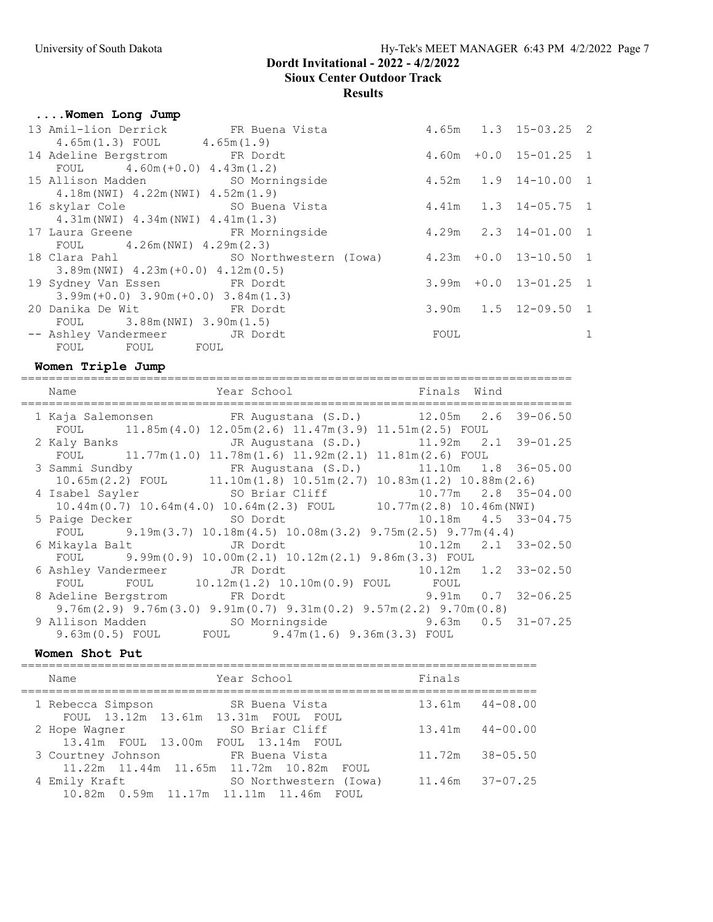## Dordt Invitational - 2022 - 4/2/2022
## Sioux Center Outdoor Track
## Results

### ....Women Long Jump

| Place | Name | Year | School | Finals | Wind | | Heat |
|---|---|---|---|---|---|---|---|
| 13 | Amil-lion Derrick | FR | Buena Vista | 4.65m | 1.3 | 15-03.25 | 2 |
| | 4.65m(1.3) FOUL 4.65m(1.9) | | | | | | |
| 14 | Adeline Bergstrom | FR | Dordt | 4.60m | +0.0 | 15-01.25 | 1 |
| | FOUL 4.60m(+0.0) 4.43m(1.2) | | | | | | |
| 15 | Allison Madden | SO | Morningside | 4.52m | 1.9 | 14-10.00 | 1 |
| | 4.18m(NWI) 4.22m(NWI) 4.52m(1.9) | | | | | | |
| 16 | skylar Cole | SO | Buena Vista | 4.41m | 1.3 | 14-05.75 | 1 |
| | 4.31m(NWI) 4.34m(NWI) 4.41m(1.3) | | | | | | |
| 17 | Laura Greene | FR | Morningside | 4.29m | 2.3 | 14-01.00 | 1 |
| | FOUL 4.26m(NWI) 4.29m(2.3) | | | | | | |
| 18 | Clara Pahl | SO | Northwestern (Iowa) | 4.23m | +0.0 | 13-10.50 | 1 |
| | 3.89m(NWI) 4.23m(+0.0) 4.12m(0.5) | | | | | | |
| 19 | Sydney Van Essen | FR | Dordt | 3.99m | +0.0 | 13-01.25 | 1 |
| | 3.99m(+0.0) 3.90m(+0.0) 3.84m(1.3) | | | | | | |
| 20 | Danika De Wit | FR | Dordt | 3.90m | 1.5 | 12-09.50 | 1 |
| | FOUL 3.88m(NWI) 3.90m(1.5) | | | | | | |
| -- | Ashley Vandermeer | JR | Dordt | FOUL | | | 1 |
| | FOUL FOUL FOUL | | | | | | |

### Women Triple Jump

| Place | Name | Year | School | Finals | Wind | |
|---|---|---|---|---|---|---|
| 1 | Kaja Salemonsen | FR | Augustana (S.D.) | 12.05m | 2.6 | 39-06.50 |
| | FOUL 11.85m(4.0) 12.05m(2.6) 11.47m(3.9) 11.51m(2.5) FOUL | | | | | |
| 2 | Kaly Banks | JR | Augustana (S.D.) | 11.92m | 2.1 | 39-01.25 |
| | FOUL 11.77m(1.0) 11.78m(1.6) 11.92m(2.1) 11.81m(2.6) FOUL | | | | | |
| 3 | Sammi Sundby | FR | Augustana (S.D.) | 11.10m | 1.8 | 36-05.00 |
| | 10.65m(2.2) FOUL 11.10m(1.8) 10.51m(2.7) 10.83m(1.2) 10.88m(2.6) | | | | | |
| 4 | Isabel Sayler | SO | Briar Cliff | 10.77m | 2.8 | 35-04.00 |
| | 10.44m(0.7) 10.64m(4.0) 10.64m(2.3) FOUL 10.77m(2.8) 10.46m(NWI) | | | | | |
| 5 | Paige Decker | SO | Dordt | 10.18m | 4.5 | 33-04.75 |
| | FOUL 9.19m(3.7) 10.18m(4.5) 10.08m(3.2) 9.75m(2.5) 9.77m(4.4) | | | | | |
| 6 | Mikayla Balt | JR | Dordt | 10.12m | 2.1 | 33-02.50 |
| | FOUL 9.99m(0.9) 10.00m(2.1) 10.12m(2.1) 9.86m(3.3) FOUL | | | | | |
| 6 | Ashley Vandermeer | JR | Dordt | 10.12m | 1.2 | 33-02.50 |
| | FOUL FOUL 10.12m(1.2) 10.10m(0.9) FOUL FOUL | | | | | |
| 8 | Adeline Bergstrom | FR | Dordt | 9.91m | 0.7 | 32-06.25 |
| | 9.76m(2.9) 9.76m(3.0) 9.91m(0.7) 9.31m(0.2) 9.57m(2.2) 9.70m(0.8) | | | | | |
| 9 | Allison Madden | SO | Morningside | 9.63m | 0.5 | 31-07.25 |
| | 9.63m(0.5) FOUL FOUL 9.47m(1.6) 9.36m(3.3) FOUL | | | | | |

### Women Shot Put

| Place | Name | Year | School | Finals | |
|---|---|---|---|---|---|
| 1 | Rebecca Simpson | SR | Buena Vista | 13.61m | 44-08.00 |
| | FOUL 13.12m 13.61m 13.31m FOUL FOUL | | | | |
| 2 | Hope Wagner | SO | Briar Cliff | 13.41m | 44-00.00 |
| | 13.41m FOUL 13.00m FOUL 13.14m FOUL | | | | |
| 3 | Courtney Johnson | FR | Buena Vista | 11.72m | 38-05.50 |
| | 11.22m 11.44m 11.65m 11.72m 10.82m FOUL | | | | |
| 4 | Emily Kraft | SO | Northwestern (Iowa) | 11.46m | 37-07.25 |
| | 10.82m 0.59m 11.17m 11.11m 11.46m FOUL | | | | |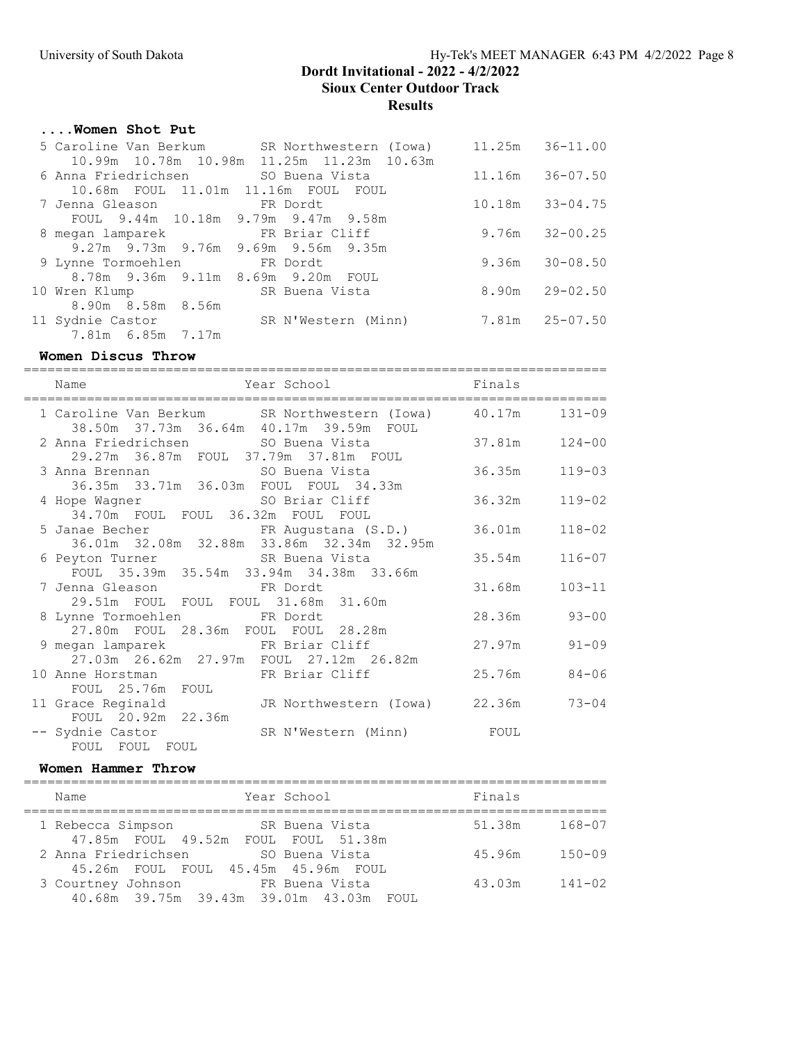# Dordt Invitational - 2022 - 4/2/2022

## Sioux Center Outdoor Track

## Results

### ....Women Shot Put

| Place | Name | Year | School | Finals | |
|---|---|---|---|---|---|
| 5 | Caroline Van Berkum | SR | Northwestern (Iowa) | 11.25m | 36-11.00 |
| | 10.99m 10.78m 10.98m 11.25m 11.23m 10.63m | | | | |
| 6 | Anna Friedrichsen | SO | Buena Vista | 11.16m | 36-07.50 |
| | 10.68m FOUL 11.01m 11.16m FOUL FOUL | | | | |
| 7 | Jenna Gleason | FR | Dordt | 10.18m | 33-04.75 |
| | FOUL 9.44m 10.18m 9.79m 9.47m 9.58m | | | | |
| 8 | megan lamparek | FR | Briar Cliff | 9.76m | 32-00.25 |
| | 9.27m 9.73m 9.76m 9.69m 9.56m 9.35m | | | | |
| 9 | Lynne Tormoehlen | FR | Dordt | 9.36m | 30-08.50 |
| | 8.78m 9.36m 9.11m 8.69m 9.20m FOUL | | | | |
| 10 | Wren Klump | SR | Buena Vista | 8.90m | 29-02.50 |
| | 8.90m 8.58m 8.56m | | | | |
| 11 | Sydnie Castor | SR | N'Western (Minn) | 7.81m | 25-07.50 |
| | 7.81m 6.85m 7.17m | | | | |

### Women Discus Throw

| Place | Name | Year | School | Finals | |
|---|---|---|---|---|---|
| 1 | Caroline Van Berkum | SR | Northwestern (Iowa) | 40.17m | 131-09 |
| | 38.50m 37.73m 36.64m 40.17m 39.59m FOUL | | | | |
| 2 | Anna Friedrichsen | SO | Buena Vista | 37.81m | 124-00 |
| | 29.27m 36.87m FOUL 37.79m 37.81m FOUL | | | | |
| 3 | Anna Brennan | SO | Buena Vista | 36.35m | 119-03 |
| | 36.35m 33.71m 36.03m FOUL FOUL 34.33m | | | | |
| 4 | Hope Wagner | SO | Briar Cliff | 36.32m | 119-02 |
| | 34.70m FOUL FOUL 36.32m FOUL FOUL | | | | |
| 5 | Janae Becher | FR | Augustana (S.D.) | 36.01m | 118-02 |
| | 36.01m 32.08m 32.88m 33.86m 32.34m 32.95m | | | | |
| 6 | Peyton Turner | SR | Buena Vista | 35.54m | 116-07 |
| | FOUL 35.39m 35.54m 33.94m 34.38m 33.66m | | | | |
| 7 | Jenna Gleason | FR | Dordt | 31.68m | 103-11 |
| | 29.51m FOUL FOUL FOUL 31.68m 31.60m | | | | |
| 8 | Lynne Tormoehlen | FR | Dordt | 28.36m | 93-00 |
| | 27.80m FOUL 28.36m FOUL FOUL 28.28m | | | | |
| 9 | megan lamparek | FR | Briar Cliff | 27.97m | 91-09 |
| | 27.03m 26.62m 27.97m FOUL 27.12m 26.82m | | | | |
| 10 | Anne Horstman | FR | Briar Cliff | 25.76m | 84-06 |
| | FOUL 25.76m FOUL | | | | |
| 11 | Grace Reginald | JR | Northwestern (Iowa) | 22.36m | 73-04 |
| | FOUL 20.92m 22.36m | | | | |
| -- | Sydnie Castor | SR | N'Western (Minn) | FOUL | |
| | FOUL FOUL FOUL | | | | |

### Women Hammer Throw

| Place | Name | Year | School | Finals | |
|---|---|---|---|---|---|
| 1 | Rebecca Simpson | SR | Buena Vista | 51.38m | 168-07 |
| | 47.85m FOUL 49.52m FOUL FOUL 51.38m | | | | |
| 2 | Anna Friedrichsen | SO | Buena Vista | 45.96m | 150-09 |
| | 45.26m FOUL FOUL 45.45m 45.96m FOUL | | | | |
| 3 | Courtney Johnson | FR | Buena Vista | 43.03m | 141-02 |
| | 40.68m 39.75m 39.43m 39.01m 43.03m FOUL | | | | |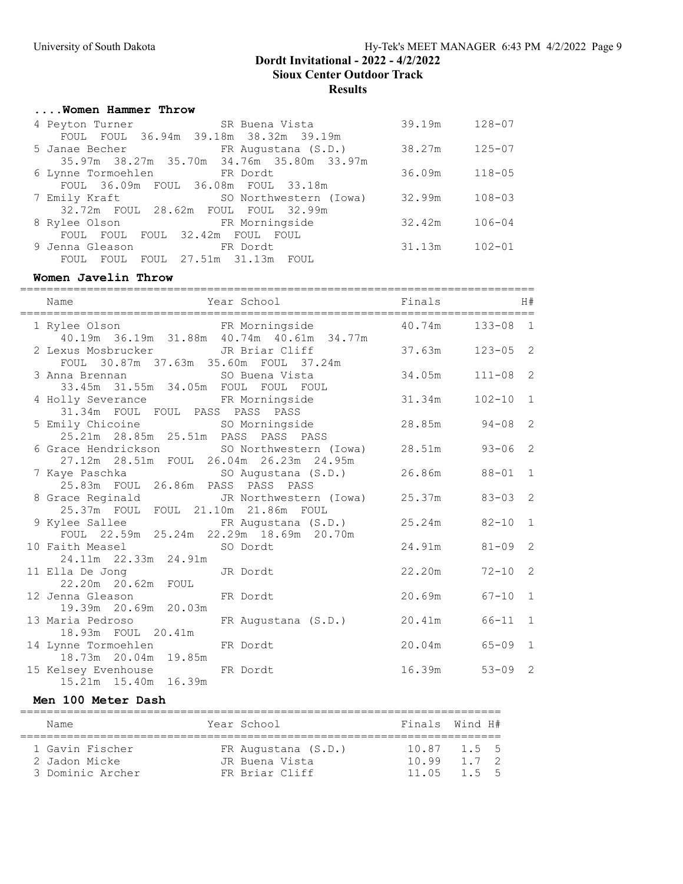# Dordt Invitational - 2022 - 4/2/2022

## Sioux Center Outdoor Track

### Results

#### ....Women Hammer Throw

| Place | Name | Year | School | Finals | | H# |
|---|---|---|---|---|---|---|
| 4 | Peyton Turner | SR | Buena Vista | 39.19m | 128-07 | |
| | FOUL FOUL 36.94m 39.18m 38.32m 39.19m | | | | | |
| 5 | Janae Becher | FR | Augustana (S.D.) | 38.27m | 125-07 | |
| | 35.97m 38.27m 35.70m 34.76m 35.80m 33.97m | | | | | |
| 6 | Lynne Tormoehlen | FR | Dordt | 36.09m | 118-05 | |
| | FOUL 36.09m FOUL 36.08m FOUL 33.18m | | | | | |
| 7 | Emily Kraft | SO | Northwestern (Iowa) | 32.99m | 108-03 | |
| | 32.72m FOUL 28.62m FOUL FOUL 32.99m | | | | | |
| 8 | Rylee Olson | FR | Morningside | 32.42m | 106-04 | |
| | FOUL FOUL FOUL 32.42m FOUL FOUL | | | | | |
| 9 | Jenna Gleason | FR | Dordt | 31.13m | 102-01 | |
| | FOUL FOUL FOUL 27.51m 31.13m FOUL | | | | | |

#### Women Javelin Throw

| Place | Name | Year | School | Finals | | H# |
|---|---|---|---|---|---|---|
| 1 | Rylee Olson | FR | Morningside | 40.74m | 133-08 | 1 |
| | 40.19m 36.19m 31.88m 40.74m 40.61m 34.77m | | | | | |
| 2 | Lexus Mosbrucker | JR | Briar Cliff | 37.63m | 123-05 | 2 |
| | FOUL 30.87m 37.63m 35.60m FOUL 37.24m | | | | | |
| 3 | Anna Brennan | SO | Buena Vista | 34.05m | 111-08 | 2 |
| | 33.45m 31.55m 34.05m FOUL FOUL FOUL | | | | | |
| 4 | Holly Severance | FR | Morningside | 31.34m | 102-10 | 1 |
| | 31.34m FOUL FOUL PASS PASS PASS | | | | | |
| 5 | Emily Chicoine | SO | Morningside | 28.85m | 94-08 | 2 |
| | 25.21m 28.85m 25.51m PASS PASS PASS | | | | | |
| 6 | Grace Hendrickson | SO | Northwestern (Iowa) | 28.51m | 93-06 | 2 |
| | 27.12m 28.51m FOUL 26.04m 26.23m 24.95m | | | | | |
| 7 | Kaye Paschka | SO | Augustana (S.D.) | 26.86m | 88-01 | 1 |
| | 25.83m FOUL 26.86m PASS PASS PASS | | | | | |
| 8 | Grace Reginald | JR | Northwestern (Iowa) | 25.37m | 83-03 | 2 |
| | 25.37m FOUL FOUL 21.10m 21.86m FOUL | | | | | |
| 9 | Kylee Sallee | FR | Augustana (S.D.) | 25.24m | 82-10 | 1 |
| | FOUL 22.59m 25.24m 22.29m 18.69m 20.70m | | | | | |
| 10 | Faith Measel | SO | Dordt | 24.91m | 81-09 | 2 |
| | 24.11m 22.33m 24.91m | | | | | |
| 11 | Ella De Jong | JR | Dordt | 22.20m | 72-10 | 2 |
| | 22.20m 20.62m FOUL | | | | | |
| 12 | Jenna Gleason | FR | Dordt | 20.69m | 67-10 | 1 |
| | 19.39m 20.69m 20.03m | | | | | |
| 13 | Maria Pedroso | FR | Augustana (S.D.) | 20.41m | 66-11 | 1 |
| | 18.93m FOUL 20.41m | | | | | |
| 14 | Lynne Tormoehlen | FR | Dordt | 20.04m | 65-09 | 1 |
| | 18.73m 20.04m 19.85m | | | | | |
| 15 | Kelsey Evenhouse | FR | Dordt | 16.39m | 53-09 | 2 |
| | 15.21m 15.40m 16.39m | | | | | |

#### Men 100 Meter Dash

| Place | Name | Year | School | Finals | Wind | H# |
|---|---|---|---|---|---|---|
| 1 | Gavin Fischer | FR | Augustana (S.D.) | 10.87 | 1.5 | 5 |
| 2 | Jadon Micke | JR | Buena Vista | 10.99 | 1.7 | 2 |
| 3 | Dominic Archer | FR | Briar Cliff | 11.05 | 1.5 | 5 |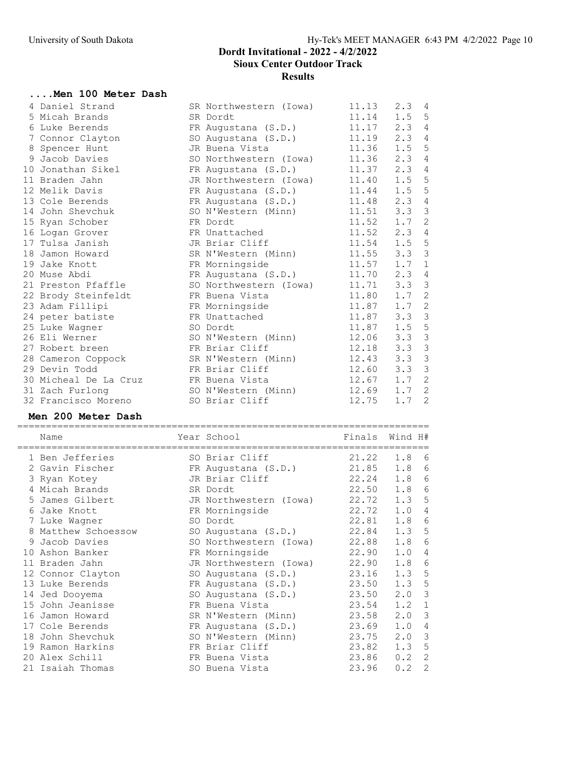# Dordt Invitational - 2022 - 4/2/2022

## Sioux Center Outdoor Track

### Results

#### ....Men 100 Meter Dash

| | Name | Year | School | Finals | Wind | H# |
|---|---|---|---|---|---|---|
| 4 | Daniel Strand | SR | Northwestern (Iowa) | 11.13 | 2.3 | 4 |
| 5 | Micah Brands | SR | Dordt | 11.14 | 1.5 | 5 |
| 6 | Luke Berends | FR | Augustana (S.D.) | 11.17 | 2.3 | 4 |
| 7 | Connor Clayton | SO | Augustana (S.D.) | 11.19 | 2.3 | 4 |
| 8 | Spencer Hunt | JR | Buena Vista | 11.36 | 1.5 | 5 |
| 9 | Jacob Davies | SO | Northwestern (Iowa) | 11.36 | 2.3 | 4 |
| 10 | Jonathan Sikel | FR | Augustana (S.D.) | 11.37 | 2.3 | 4 |
| 11 | Braden Jahn | JR | Northwestern (Iowa) | 11.40 | 1.5 | 5 |
| 12 | Melik Davis | FR | Augustana (S.D.) | 11.44 | 1.5 | 5 |
| 13 | Cole Berends | FR | Augustana (S.D.) | 11.48 | 2.3 | 4 |
| 14 | John Shevchuk | SO | N'Western (Minn) | 11.51 | 3.3 | 3 |
| 15 | Ryan Schober | FR | Dordt | 11.52 | 1.7 | 2 |
| 16 | Logan Grover | FR | Unattached | 11.52 | 2.3 | 4 |
| 17 | Tulsa Janish | JR | Briar Cliff | 11.54 | 1.5 | 5 |
| 18 | Jamon Howard | SR | N'Western (Minn) | 11.55 | 3.3 | 3 |
| 19 | Jake Knott | FR | Morningside | 11.57 | 1.7 | 1 |
| 20 | Muse Abdi | FR | Augustana (S.D.) | 11.70 | 2.3 | 4 |
| 21 | Preston Pfaffle | SO | Northwestern (Iowa) | 11.71 | 3.3 | 3 |
| 22 | Brody Steinfeldt | FR | Buena Vista | 11.80 | 1.7 | 2 |
| 23 | Adam Fillipi | FR | Morningside | 11.87 | 1.7 | 2 |
| 24 | peter batiste | FR | Unattached | 11.87 | 3.3 | 3 |
| 25 | Luke Wagner | SO | Dordt | 11.87 | 1.5 | 5 |
| 26 | Eli Werner | SO | N'Western (Minn) | 12.06 | 3.3 | 3 |
| 27 | Robert breen | FR | Briar Cliff | 12.18 | 3.3 | 3 |
| 28 | Cameron Coppock | SR | N'Western (Minn) | 12.43 | 3.3 | 3 |
| 29 | Devin Todd | FR | Briar Cliff | 12.60 | 3.3 | 3 |
| 30 | Micheal De La Cruz | FR | Buena Vista | 12.67 | 1.7 | 2 |
| 31 | Zach Furlong | SO | N'Western (Minn) | 12.69 | 1.7 | 2 |
| 32 | Francisco Moreno | SO | Briar Cliff | 12.75 | 1.7 | 2 |

#### Men 200 Meter Dash

| | Name | Year | School | Finals | Wind | H# |
|---|---|---|---|---|---|---|
| 1 | Ben Jefferies | SO | Briar Cliff | 21.22 | 1.8 | 6 |
| 2 | Gavin Fischer | FR | Augustana (S.D.) | 21.85 | 1.8 | 6 |
| 3 | Ryan Kotey | JR | Briar Cliff | 22.24 | 1.8 | 6 |
| 4 | Micah Brands | SR | Dordt | 22.50 | 1.8 | 6 |
| 5 | James Gilbert | JR | Northwestern (Iowa) | 22.72 | 1.3 | 5 |
| 6 | Jake Knott | FR | Morningside | 22.72 | 1.0 | 4 |
| 7 | Luke Wagner | SO | Dordt | 22.81 | 1.8 | 6 |
| 8 | Matthew Schoessow | SO | Augustana (S.D.) | 22.84 | 1.3 | 5 |
| 9 | Jacob Davies | SO | Northwestern (Iowa) | 22.88 | 1.8 | 6 |
| 10 | Ashon Banker | FR | Morningside | 22.90 | 1.0 | 4 |
| 11 | Braden Jahn | JR | Northwestern (Iowa) | 22.90 | 1.8 | 6 |
| 12 | Connor Clayton | SO | Augustana (S.D.) | 23.16 | 1.3 | 5 |
| 13 | Luke Berends | FR | Augustana (S.D.) | 23.50 | 1.3 | 5 |
| 14 | Jed Dooyema | SO | Augustana (S.D.) | 23.50 | 2.0 | 3 |
| 15 | John Jeanisse | FR | Buena Vista | 23.54 | 1.2 | 1 |
| 16 | Jamon Howard | SR | N'Western (Minn) | 23.58 | 2.0 | 3 |
| 17 | Cole Berends | FR | Augustana (S.D.) | 23.69 | 1.0 | 4 |
| 18 | John Shevchuk | SO | N'Western (Minn) | 23.75 | 2.0 | 3 |
| 19 | Ramon Harkins | FR | Briar Cliff | 23.82 | 1.3 | 5 |
| 20 | Alex Schill | FR | Buena Vista | 23.86 | 0.2 | 2 |
| 21 | Isaiah Thomas | SO | Buena Vista | 23.96 | 0.2 | 2 |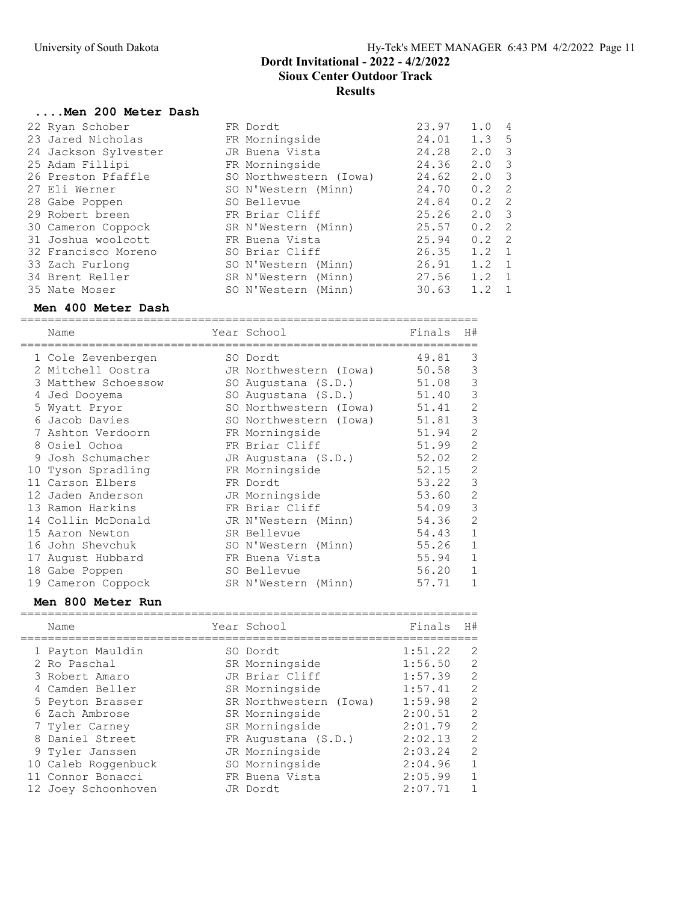# Dordt Invitational - 2022 - 4/2/2022

## Sioux Center Outdoor Track

## Results

### ....Men 200 Meter Dash

| Place | Name | Year | School | Finals | Wind | H# |
|---|---|---|---|---|---|---|
| 22 | Ryan Schober | FR | Dordt | 23.97 | 1.0 | 4 |
| 23 | Jared Nicholas | FR | Morningside | 24.01 | 1.3 | 5 |
| 24 | Jackson Sylvester | JR | Buena Vista | 24.28 | 2.0 | 3 |
| 25 | Adam Fillipi | FR | Morningside | 24.36 | 2.0 | 3 |
| 26 | Preston Pfaffle | SO | Northwestern (Iowa) | 24.62 | 2.0 | 3 |
| 27 | Eli Werner | SO | N'Western (Minn) | 24.70 | 0.2 | 2 |
| 28 | Gabe Poppen | SO | Bellevue | 24.84 | 0.2 | 2 |
| 29 | Robert breen | FR | Briar Cliff | 25.26 | 2.0 | 3 |
| 30 | Cameron Coppock | SR | N'Western (Minn) | 25.57 | 0.2 | 2 |
| 31 | Joshua woolcott | FR | Buena Vista | 25.94 | 0.2 | 2 |
| 32 | Francisco Moreno | SO | Briar Cliff | 26.35 | 1.2 | 1 |
| 33 | Zach Furlong | SO | N'Western (Minn) | 26.91 | 1.2 | 1 |
| 34 | Brent Reller | SR | N'Western (Minn) | 27.56 | 1.2 | 1 |
| 35 | Nate Moser | SO | N'Western (Minn) | 30.63 | 1.2 | 1 |

### Men 400 Meter Dash

| Place | Name | Year | School | Finals | H# |
|---|---|---|---|---|---|
| 1 | Cole Zevenbergen | SO | Dordt | 49.81 | 3 |
| 2 | Mitchell Oostra | JR | Northwestern (Iowa) | 50.58 | 3 |
| 3 | Matthew Schoessow | SO | Augustana (S.D.) | 51.08 | 3 |
| 4 | Jed Dooyema | SO | Augustana (S.D.) | 51.40 | 3 |
| 5 | Wyatt Pryor | SO | Northwestern (Iowa) | 51.41 | 2 |
| 6 | Jacob Davies | SO | Northwestern (Iowa) | 51.81 | 3 |
| 7 | Ashton Verdoorn | FR | Morningside | 51.94 | 2 |
| 8 | Osiel Ochoa | FR | Briar Cliff | 51.99 | 2 |
| 9 | Josh Schumacher | JR | Augustana (S.D.) | 52.02 | 2 |
| 10 | Tyson Spradling | FR | Morningside | 52.15 | 2 |
| 11 | Carson Elbers | FR | Dordt | 53.22 | 3 |
| 12 | Jaden Anderson | JR | Morningside | 53.60 | 2 |
| 13 | Ramon Harkins | FR | Briar Cliff | 54.09 | 3 |
| 14 | Collin McDonald | JR | N'Western (Minn) | 54.36 | 2 |
| 15 | Aaron Newton | SR | Bellevue | 54.43 | 1 |
| 16 | John Shevchuk | SO | N'Western (Minn) | 55.26 | 1 |
| 17 | August Hubbard | FR | Buena Vista | 55.94 | 1 |
| 18 | Gabe Poppen | SO | Bellevue | 56.20 | 1 |
| 19 | Cameron Coppock | SR | N'Western (Minn) | 57.71 | 1 |

### Men 800 Meter Run

| Place | Name | Year | School | Finals | H# |
|---|---|---|---|---|---|
| 1 | Payton Mauldin | SO | Dordt | 1:51.22 | 2 |
| 2 | Ro Paschal | SR | Morningside | 1:56.50 | 2 |
| 3 | Robert Amaro | JR | Briar Cliff | 1:57.39 | 2 |
| 4 | Camden Beller | SR | Morningside | 1:57.41 | 2 |
| 5 | Peyton Brasser | SR | Northwestern (Iowa) | 1:59.98 | 2 |
| 6 | Zach Ambrose | SR | Morningside | 2:00.51 | 2 |
| 7 | Tyler Carney | SR | Morningside | 2:01.79 | 2 |
| 8 | Daniel Street | FR | Augustana (S.D.) | 2:02.13 | 2 |
| 9 | Tyler Janssen | JR | Morningside | 2:03.24 | 2 |
| 10 | Caleb Roggenbuck | SO | Morningside | 2:04.96 | 1 |
| 11 | Connor Bonacci | FR | Buena Vista | 2:05.99 | 1 |
| 12 | Joey Schoonhoven | JR | Dordt | 2:07.71 | 1 |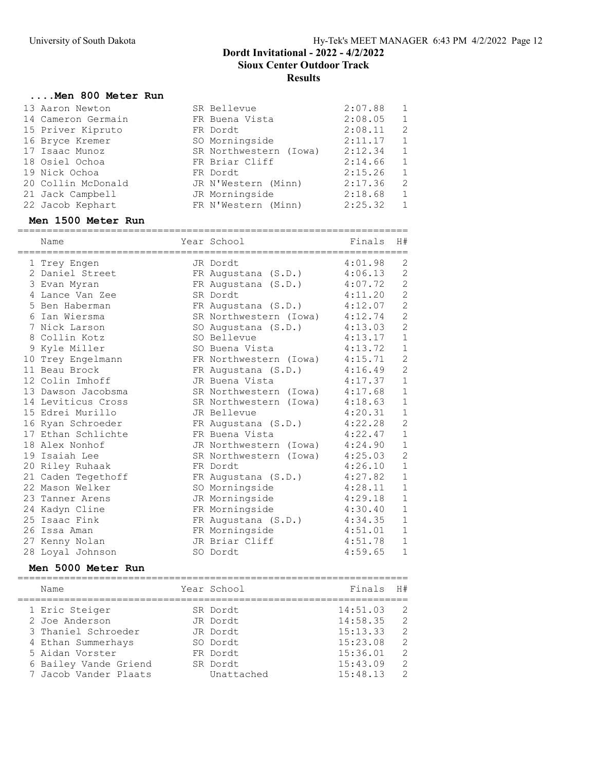# Dordt Invitational - 2022 - 4/2/2022

## Sioux Center Outdoor Track

## Results

### ....Men 800 Meter Run

| Place | Name | Year | School | Finals | H# |
|---|---|---|---|---|---|
| 13 | Aaron Newton | SR | Bellevue | 2:07.88 | 1 |
| 14 | Cameron Germain | FR | Buena Vista | 2:08.05 | 1 |
| 15 | Priver Kipruto | FR | Dordt | 2:08.11 | 2 |
| 16 | Bryce Kremer | SO | Morningside | 2:11.17 | 1 |
| 17 | Isaac Munoz | SR | Northwestern (Iowa) | 2:12.34 | 1 |
| 18 | Osiel Ochoa | FR | Briar Cliff | 2:14.66 | 1 |
| 19 | Nick Ochoa | FR | Dordt | 2:15.26 | 1 |
| 20 | Collin McDonald | JR | N'Western (Minn) | 2:17.36 | 2 |
| 21 | Jack Campbell | JR | Morningside | 2:18.68 | 1 |
| 22 | Jacob Kephart | FR | N'Western (Minn) | 2:25.32 | 1 |

### Men 1500 Meter Run

| Place | Name | Year | School | Finals | H# |
|---|---|---|---|---|---|
| 1 | Trey Engen | JR | Dordt | 4:01.98 | 2 |
| 2 | Daniel Street | FR | Augustana (S.D.) | 4:06.13 | 2 |
| 3 | Evan Myran | FR | Augustana (S.D.) | 4:07.72 | 2 |
| 4 | Lance Van Zee | SR | Dordt | 4:11.20 | 2 |
| 5 | Ben Haberman | FR | Augustana (S.D.) | 4:12.07 | 2 |
| 6 | Ian Wiersma | SR | Northwestern (Iowa) | 4:12.74 | 2 |
| 7 | Nick Larson | SO | Augustana (S.D.) | 4:13.03 | 2 |
| 8 | Collin Kotz | SO | Bellevue | 4:13.17 | 1 |
| 9 | Kyle Miller | SO | Buena Vista | 4:13.72 | 1 |
| 10 | Trey Engelmann | FR | Northwestern (Iowa) | 4:15.71 | 2 |
| 11 | Beau Brock | FR | Augustana (S.D.) | 4:16.49 | 2 |
| 12 | Colin Imhoff | JR | Buena Vista | 4:17.37 | 1 |
| 13 | Dawson Jacobsma | SR | Northwestern (Iowa) | 4:17.68 | 1 |
| 14 | Leviticus Cross | SR | Northwestern (Iowa) | 4:18.63 | 1 |
| 15 | Edrei Murillo | JR | Bellevue | 4:20.31 | 1 |
| 16 | Ryan Schroeder | FR | Augustana (S.D.) | 4:22.28 | 2 |
| 17 | Ethan Schlichte | FR | Buena Vista | 4:22.47 | 1 |
| 18 | Alex Nonhof | JR | Northwestern (Iowa) | 4:24.90 | 1 |
| 19 | Isaiah Lee | SR | Northwestern (Iowa) | 4:25.03 | 2 |
| 20 | Riley Ruhaak | FR | Dordt | 4:26.10 | 1 |
| 21 | Caden Tegethoff | FR | Augustana (S.D.) | 4:27.82 | 1 |
| 22 | Mason Welker | SO | Morningside | 4:28.11 | 1 |
| 23 | Tanner Arens | JR | Morningside | 4:29.18 | 1 |
| 24 | Kadyn Cline | FR | Morningside | 4:30.40 | 1 |
| 25 | Isaac Fink | FR | Augustana (S.D.) | 4:34.35 | 1 |
| 26 | Issa Aman | FR | Morningside | 4:51.01 | 1 |
| 27 | Kenny Nolan | JR | Briar Cliff | 4:51.78 | 1 |
| 28 | Loyal Johnson | SO | Dordt | 4:59.65 | 1 |

### Men 5000 Meter Run

| Place | Name | Year | School | Finals | H# |
|---|---|---|---|---|---|
| 1 | Eric Steiger | SR | Dordt | 14:51.03 | 2 |
| 2 | Joe Anderson | JR | Dordt | 14:58.35 | 2 |
| 3 | Thaniel Schroeder | JR | Dordt | 15:13.33 | 2 |
| 4 | Ethan Summerhays | SO | Dordt | 15:23.08 | 2 |
| 5 | Aidan Vorster | FR | Dordt | 15:36.01 | 2 |
| 6 | Bailey Vande Griend | SR | Dordt | 15:43.09 | 2 |
| 7 | Jacob Vander Plaats | | Unattached | 15:48.13 | 2 |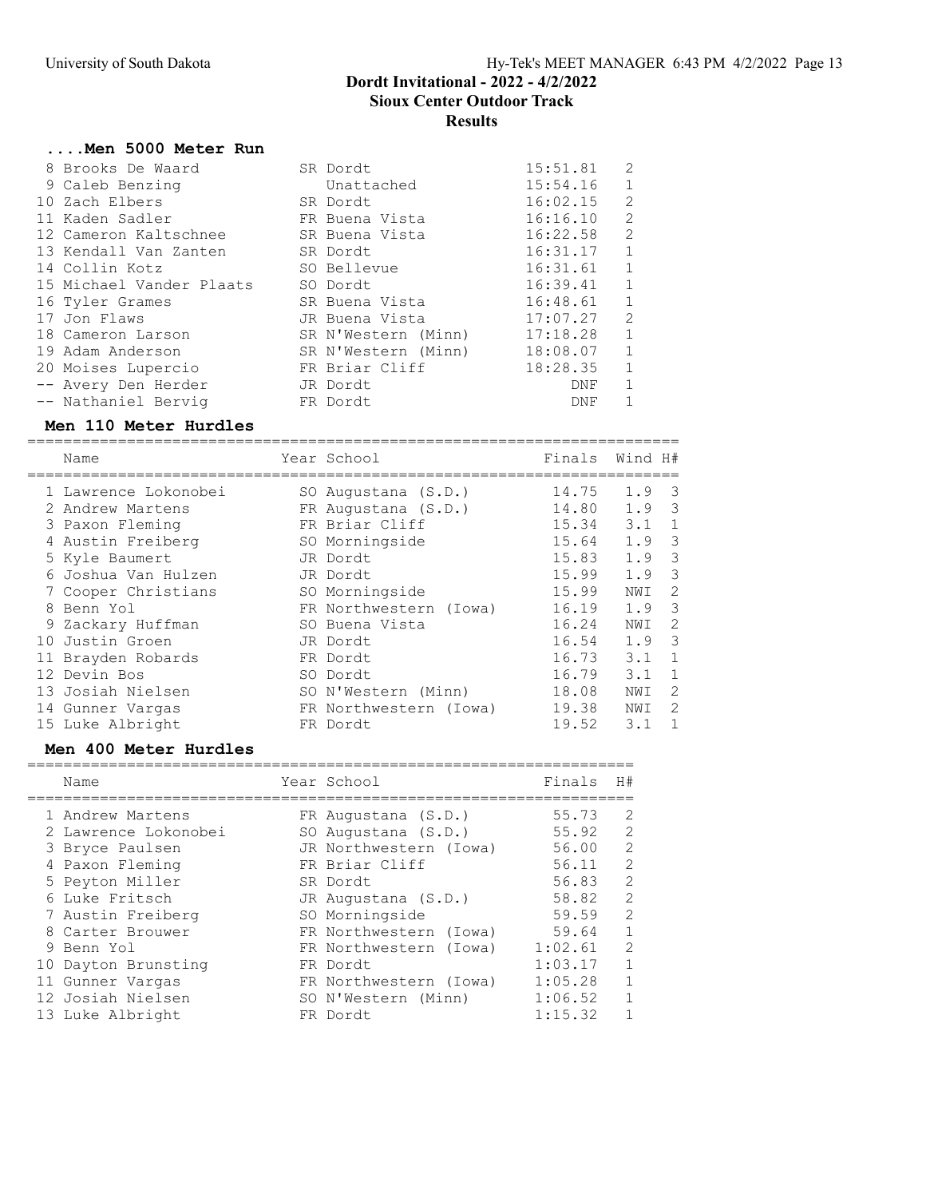# Dordt Invitational - 2022 - 4/2/2022

## Sioux Center Outdoor Track

## Results

### ....Men 5000 Meter Run

| Place | Name | Year | School | Finals | H# |
|---|---|---|---|---|---|
| 8 | Brooks De Waard | SR | Dordt | 15:51.81 | 2 |
| 9 | Caleb Benzing | | Unattached | 15:54.16 | 1 |
| 10 | Zach Elbers | SR | Dordt | 16:02.15 | 2 |
| 11 | Kaden Sadler | FR | Buena Vista | 16:16.10 | 2 |
| 12 | Cameron Kaltschnee | SR | Buena Vista | 16:22.58 | 2 |
| 13 | Kendall Van Zanten | SR | Dordt | 16:31.17 | 1 |
| 14 | Collin Kotz | SO | Bellevue | 16:31.61 | 1 |
| 15 | Michael Vander Plaats | SO | Dordt | 16:39.41 | 1 |
| 16 | Tyler Grames | SR | Buena Vista | 16:48.61 | 1 |
| 17 | Jon Flaws | JR | Buena Vista | 17:07.27 | 2 |
| 18 | Cameron Larson | SR | N'Western (Minn) | 17:18.28 | 1 |
| 19 | Adam Anderson | SR | N'Western (Minn) | 18:08.07 | 1 |
| 20 | Moises Lupercio | FR | Briar Cliff | 18:28.35 | 1 |
| -- | Avery Den Herder | JR | Dordt | DNF | 1 |
| -- | Nathaniel Bervig | FR | Dordt | DNF | 1 |

### Men 110 Meter Hurdles

| Place | Name | Year | School | Finals | Wind | H# |
|---|---|---|---|---|---|---|
| 1 | Lawrence Lokonobei | SO | Augustana (S.D.) | 14.75 | 1.9 | 3 |
| 2 | Andrew Martens | FR | Augustana (S.D.) | 14.80 | 1.9 | 3 |
| 3 | Paxon Fleming | FR | Briar Cliff | 15.34 | 3.1 | 1 |
| 4 | Austin Freiberg | SO | Morningside | 15.64 | 1.9 | 3 |
| 5 | Kyle Baumert | JR | Dordt | 15.83 | 1.9 | 3 |
| 6 | Joshua Van Hulzen | JR | Dordt | 15.99 | 1.9 | 3 |
| 7 | Cooper Christians | SO | Morningside | 15.99 | NWI | 2 |
| 8 | Benn Yol | FR | Northwestern (Iowa) | 16.19 | 1.9 | 3 |
| 9 | Zackary Huffman | SO | Buena Vista | 16.24 | NWI | 2 |
| 10 | Justin Groen | JR | Dordt | 16.54 | 1.9 | 3 |
| 11 | Brayden Robards | FR | Dordt | 16.73 | 3.1 | 1 |
| 12 | Devin Bos | SO | Dordt | 16.79 | 3.1 | 1 |
| 13 | Josiah Nielsen | SO | N'Western (Minn) | 18.08 | NWI | 2 |
| 14 | Gunner Vargas | FR | Northwestern (Iowa) | 19.38 | NWI | 2 |
| 15 | Luke Albright | FR | Dordt | 19.52 | 3.1 | 1 |

### Men 400 Meter Hurdles

| Place | Name | Year | School | Finals | H# |
|---|---|---|---|---|---|
| 1 | Andrew Martens | FR | Augustana (S.D.) | 55.73 | 2 |
| 2 | Lawrence Lokonobei | SO | Augustana (S.D.) | 55.92 | 2 |
| 3 | Bryce Paulsen | JR | Northwestern (Iowa) | 56.00 | 2 |
| 4 | Paxon Fleming | FR | Briar Cliff | 56.11 | 2 |
| 5 | Peyton Miller | SR | Dordt | 56.83 | 2 |
| 6 | Luke Fritsch | JR | Augustana (S.D.) | 58.82 | 2 |
| 7 | Austin Freiberg | SO | Morningside | 59.59 | 2 |
| 8 | Carter Brouwer | FR | Northwestern (Iowa) | 59.64 | 1 |
| 9 | Benn Yol | FR | Northwestern (Iowa) | 1:02.61 | 2 |
| 10 | Dayton Brunsting | FR | Dordt | 1:03.17 | 1 |
| 11 | Gunner Vargas | FR | Northwestern (Iowa) | 1:05.28 | 1 |
| 12 | Josiah Nielsen | SO | N'Western (Minn) | 1:06.52 | 1 |
| 13 | Luke Albright | FR | Dordt | 1:15.32 | 1 |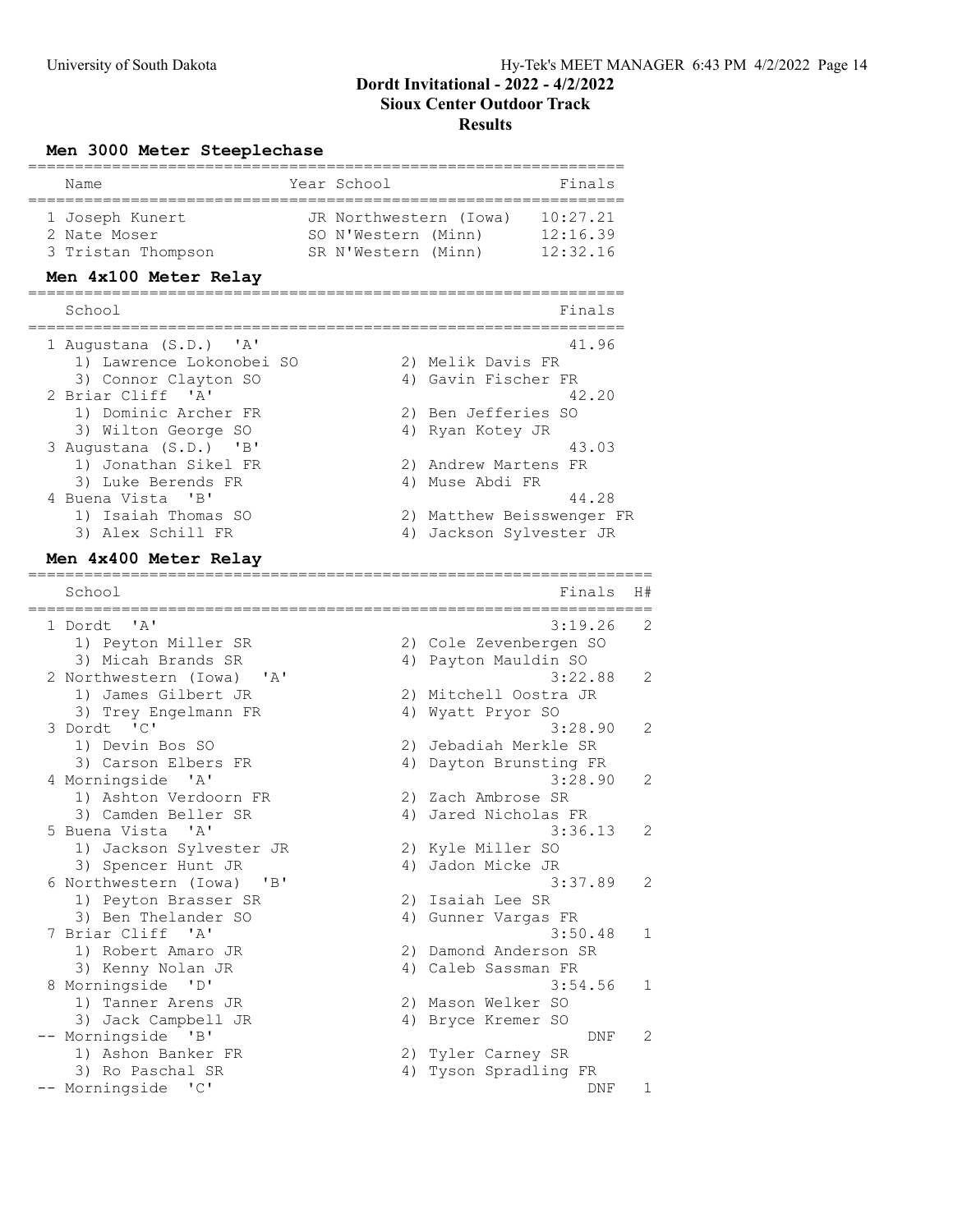# Dordt Invitational - 2022 - 4/2/2022

## Sioux Center Outdoor Track

## Results

### Men 3000 Meter Steeplechase

| Place | Name | Year | School | Finals |
|---|---|---|---|---|
| 1 | Joseph Kunert | JR | Northwestern (Iowa) | 10:27.21 |
| 2 | Nate Moser | SO | N'Western (Minn) | 12:16.39 |
| 3 | Tristan Thompson | SR | N'Western (Minn) | 12:32.16 |

### Men 4x100 Meter Relay

| Place | School | Finals |
|---|---|---|
| 1 | Augustana (S.D.) 'A' | 41.96 |
| | 1) Lawrence Lokonobei SO, 2) Melik Davis FR, 3) Connor Clayton SO, 4) Gavin Fischer FR | |
| 2 | Briar Cliff 'A' | 42.20 |
| | 1) Dominic Archer FR, 2) Ben Jefferies SO, 3) Wilton George SO, 4) Ryan Kotey JR | |
| 3 | Augustana (S.D.) 'B' | 43.03 |
| | 1) Jonathan Sikel FR, 2) Andrew Martens FR, 3) Luke Berends FR, 4) Muse Abdi FR | |
| 4 | Buena Vista 'B' | 44.28 |
| | 1) Isaiah Thomas SO, 2) Matthew Beisswenger FR, 3) Alex Schill FR, 4) Jackson Sylvester JR | |

### Men 4x400 Meter Relay

| Place | School | Finals | H# |
|---|---|---|---|
| 1 | Dordt 'A' | 3:19.26 | 2 |
| | 1) Peyton Miller SR, 2) Cole Zevenbergen SO, 3) Micah Brands SR, 4) Payton Mauldin SO | | |
| 2 | Northwestern (Iowa) 'A' | 3:22.88 | 2 |
| | 1) James Gilbert JR, 2) Mitchell Oostra JR, 3) Trey Engelmann FR, 4) Wyatt Pryor SO | | |
| 3 | Dordt 'C' | 3:28.90 | 2 |
| | 1) Devin Bos SO, 2) Jebadiah Merkle SR, 3) Carson Elbers FR, 4) Dayton Brunsting FR | | |
| 4 | Morningside 'A' | 3:28.90 | 2 |
| | 1) Ashton Verdoorn FR, 2) Zach Ambrose SR, 3) Camden Beller SR, 4) Jared Nicholas FR | | |
| 5 | Buena Vista 'A' | 3:36.13 | 2 |
| | 1) Jackson Sylvester JR, 2) Kyle Miller SO, 3) Spencer Hunt JR, 4) Jadon Micke JR | | |
| 6 | Northwestern (Iowa) 'B' | 3:37.89 | 2 |
| | 1) Peyton Brasser SR, 2) Isaiah Lee SR, 3) Ben Thelander SO, 4) Gunner Vargas FR | | |
| 7 | Briar Cliff 'A' | 3:50.48 | 1 |
| | 1) Robert Amaro JR, 2) Damond Anderson SR, 3) Kenny Nolan JR, 4) Caleb Sassman FR | | |
| 8 | Morningside 'D' | 3:54.56 | 1 |
| | 1) Tanner Arens JR, 2) Mason Welker SO, 3) Jack Campbell JR, 4) Bryce Kremer SO | | |
| -- | Morningside 'B' | DNF | 2 |
| | 1) Ashon Banker FR, 2) Tyler Carney SR, 3) Ro Paschal SR, 4) Tyson Spradling FR | | |
| -- | Morningside 'C' | DNF | 1 |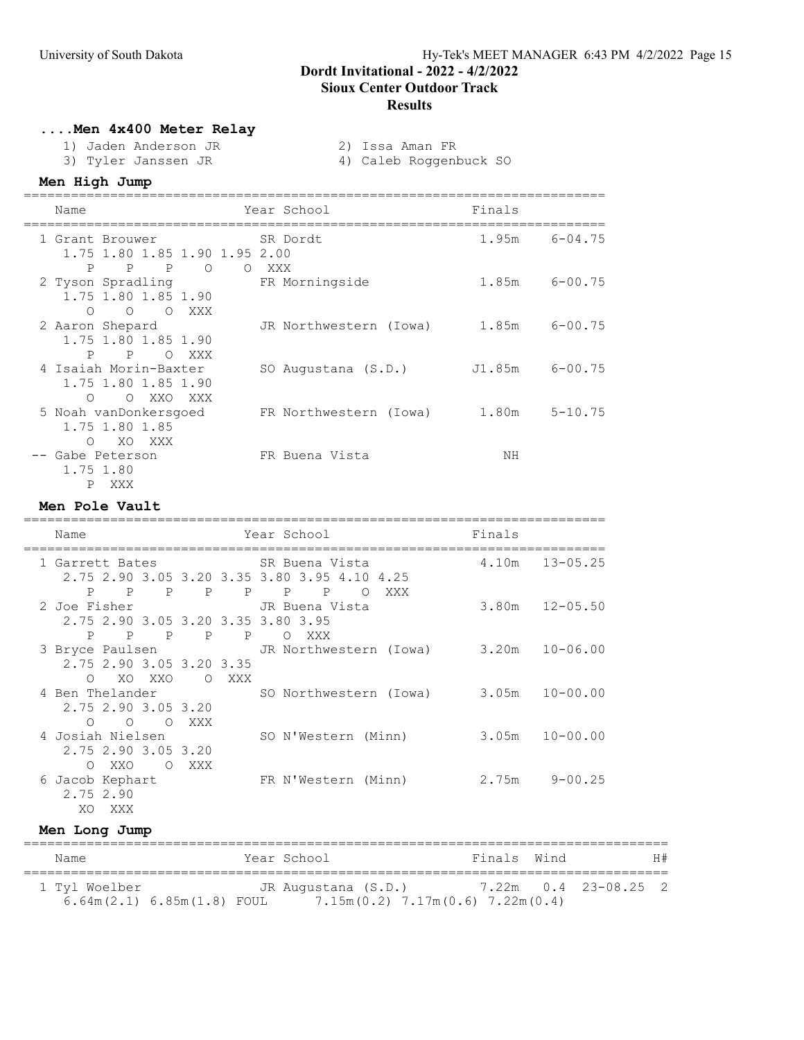# Dordt Invitational - 2022 - 4/2/2022
## Sioux Center Outdoor Track
## Results

### ....Men 4x400 Meter Relay

1) Jaden Anderson JR
2) Issa Aman FR
3) Tyler Janssen JR
4) Caleb Roggenbuck SO

### Men High Jump

| Name | Year | School | Finals | |
|---|---|---|---|---|
| 1 Grant Brouwer | SR | Dordt | 1.95m | 6-04.75 |
| 1.75 1.80 1.85 1.90 1.95 2.00<br>P P P O O XXX | | | | |
| 2 Tyson Spradling | FR | Morningside | 1.85m | 6-00.75 |
| 1.75 1.80 1.85 1.90<br>O O O XXX | | | | |
| 2 Aaron Shepard | JR | Northwestern (Iowa) | 1.85m | 6-00.75 |
| 1.75 1.80 1.85 1.90<br>P P O XXX | | | | |
| 4 Isaiah Morin-Baxter | SO | Augustana (S.D.) | J1.85m | 6-00.75 |
| 1.75 1.80 1.85 1.90<br>O O XXO XXX | | | | |
| 5 Noah vanDonkersgoed | FR | Northwestern (Iowa) | 1.80m | 5-10.75 |
| 1.75 1.80 1.85<br>O XO XXX | | | | |
| -- Gabe Peterson | FR | Buena Vista | NH | |
| 1.75 1.80<br>P XXX | | | | |

### Men Pole Vault

| Name | Year | School | Finals | |
|---|---|---|---|---|
| 1 Garrett Bates | SR | Buena Vista | 4.10m | 13-05.25 |
| 2.75 2.90 3.05 3.20 3.35 3.80 3.95 4.10 4.25<br>P P P P P P P O XXX | | | | |
| 2 Joe Fisher | JR | Buena Vista | 3.80m | 12-05.50 |
| 2.75 2.90 3.05 3.20 3.35 3.80 3.95<br>P P P P P O XXX | | | | |
| 3 Bryce Paulsen | JR | Northwestern (Iowa) | 3.20m | 10-06.00 |
| 2.75 2.90 3.05 3.20 3.35<br>O XO XXO O XXX | | | | |
| 4 Ben Thelander | SO | Northwestern (Iowa) | 3.05m | 10-00.00 |
| 2.75 2.90 3.05 3.20<br>O O O XXX | | | | |
| 4 Josiah Nielsen | SO | N'Western (Minn) | 3.05m | 10-00.00 |
| 2.75 2.90 3.05 3.20<br>O XXO O XXX | | | | |
| 6 Jacob Kephart | FR | N'Western (Minn) | 2.75m | 9-00.25 |
| 2.75 2.90<br>XO XXX | | | | |

### Men Long Jump

| Name | Year | School | Finals | Wind | | H# |
|---|---|---|---|---|---|---|
| 1 Tyl Woelber | JR | Augustana (S.D.) | 7.22m | 0.4 | 23-08.25 | 2 |
| 6.64m(2.1) 6.85m(1.8) FOUL 7.15m(0.2) 7.17m(0.6) 7.22m(0.4) | | | | | | |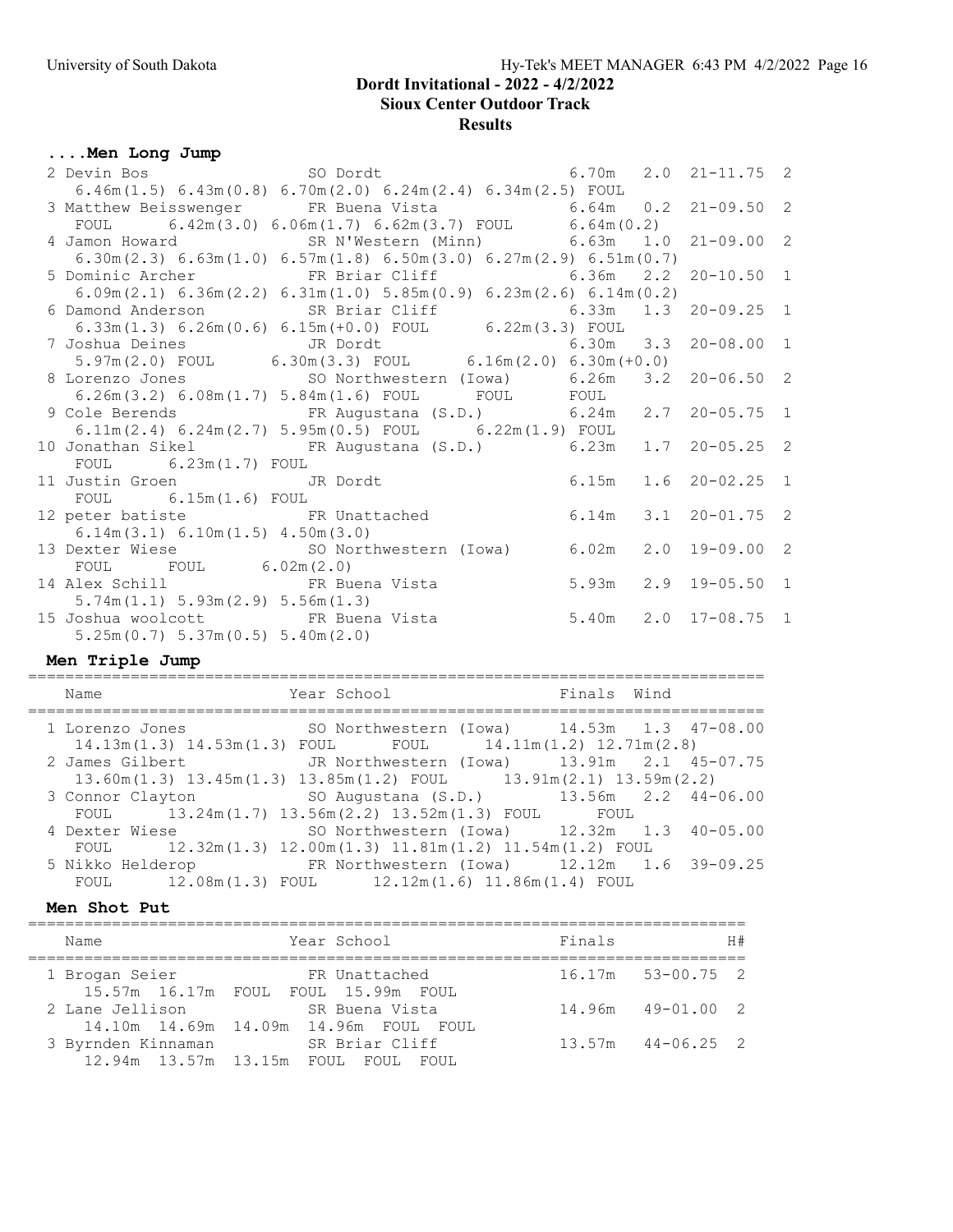# Dordt Invitational - 2022 - 4/2/2022

## Sioux Center Outdoor Track

## Results

### ....Men Long Jump

```
  2 Devin Bos                  SO Dordt                     6.70m   2.0  21-11.75  2
     6.46m(1.5) 6.43m(0.8) 6.70m(2.0) 6.24m(2.4) 6.34m(2.5) FOUL
  3 Matthew Beisswenger        FR Buena Vista               6.64m   0.2  21-09.50  2
     FOUL       6.42m(3.0) 6.06m(1.7) 6.62m(3.7) FOUL       6.64m(0.2)
  4 Jamon Howard               SR N'Western (Minn)          6.63m   1.0  21-09.00  2
     6.30m(2.3) 6.63m(1.0) 6.57m(1.8) 6.50m(3.0) 6.27m(2.9) 6.51m(0.7)
  5 Dominic Archer             FR Briar Cliff               6.36m   2.2  20-10.50  1
     6.09m(2.1) 6.36m(2.2) 6.31m(1.0) 5.85m(0.9) 6.23m(2.6) 6.14m(0.2)
  6 Damond Anderson            SR Briar Cliff               6.33m   1.3  20-09.25  1
     6.33m(1.3) 6.26m(0.6) 6.15m(+0.0) FOUL       6.22m(3.3) FOUL
  7 Joshua Deines              JR Dordt                     6.30m   3.3  20-08.00  1
     5.97m(2.0) FOUL       6.30m(3.3) FOUL       6.16m(2.0) 6.30m(+0.0)
  8 Lorenzo Jones              SO Northwestern (Iowa)       6.26m   3.2  20-06.50  2
     6.26m(3.2) 6.08m(1.7) 5.84m(1.6) FOUL       FOUL       FOUL
  9 Cole Berends               FR Augustana (S.D.)          6.24m   2.7  20-05.75  1
     6.11m(2.4) 6.24m(2.7) 5.95m(0.5) FOUL       6.22m(1.9) FOUL
 10 Jonathan Sikel             FR Augustana (S.D.)          6.23m   1.7  20-05.25  2
     FOUL       6.23m(1.7) FOUL
 11 Justin Groen               JR Dordt                     6.15m   1.6  20-02.25  1
     FOUL       6.15m(1.6) FOUL
 12 peter batiste              FR Unattached                6.14m   3.1  20-01.75  2
     6.14m(3.1) 6.10m(1.5) 4.50m(3.0)
 13 Dexter Wiese               SO Northwestern (Iowa)       6.02m   2.0  19-09.00  2
     FOUL       FOUL       6.02m(2.0)
 14 Alex Schill                FR Buena Vista               5.93m   2.9  19-05.50  1
     5.74m(1.1) 5.93m(2.9) 5.56m(1.3)
 15 Joshua woolcott            FR Buena Vista               5.40m   2.0  17-08.75  1
     5.25m(0.7) 5.37m(0.5) 5.40m(2.0)
```

### Men Triple Jump

```
==============================================================================
    Name                    Year School                  Finals  Wind
==============================================================================
  1 Lorenzo Jones              SO Northwestern (Iowa)      14.53m   1.3  47-08.00
     14.13m(1.3) 14.53m(1.3) FOUL       FOUL       14.11m(1.2) 12.71m(2.8)
  2 James Gilbert              JR Northwestern (Iowa)      13.91m   2.1  45-07.75
     13.60m(1.3) 13.45m(1.3) 13.85m(1.2) FOUL       13.91m(2.1) 13.59m(2.2)
  3 Connor Clayton             SO Augustana (S.D.)         13.56m   2.2  44-06.00
     FOUL       13.24m(1.7) 13.56m(2.2) 13.52m(1.3) FOUL        FOUL
  4 Dexter Wiese               SO Northwestern (Iowa)      12.32m   1.3  40-05.00
     FOUL       12.32m(1.3) 12.00m(1.3) 11.81m(1.2) 11.54m(1.2) FOUL
  5 Nikko Helderop             FR Northwestern (Iowa)      12.12m   1.6  39-09.25
     FOUL       12.08m(1.3) FOUL       12.12m(1.6) 11.86m(1.4) FOUL
```

### Men Shot Put

```
=============================================================================
    Name                    Year School                  Finals            H#
=============================================================================
  1 Brogan Seier               FR Unattached               16.17m   53-00.75  2
     15.57m  16.17m  FOUL  FOUL  15.99m  FOUL
  2 Lane Jellison              SR Buena Vista              14.96m   49-01.00  2
     14.10m  14.69m  14.09m  14.96m  FOUL  FOUL
  3 Byrnden Kinnaman           SR Briar Cliff              13.57m   44-06.25  2
     12.94m  13.57m  13.15m  FOUL  FOUL  FOUL
```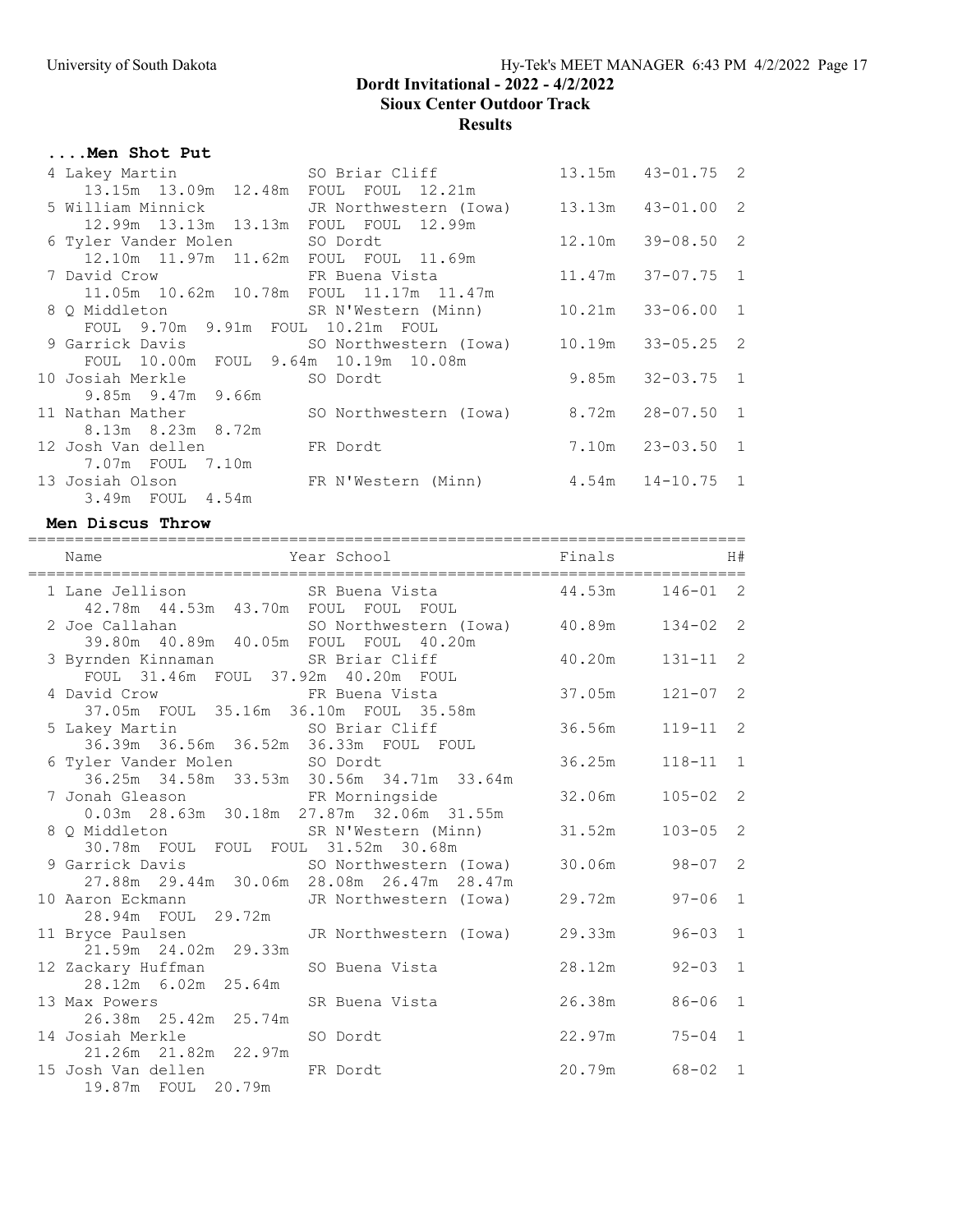# Dordt Invitational - 2022 - 4/2/2022

## Sioux Center Outdoor Track

### Results

#### ....Men Shot Put

| Place | Name | Year | School | Finals | | H# |
|---|---|---|---|---|---|---|
| 4 | Lakey Martin | SO | Briar Cliff | 13.15m | 43-01.75 | 2 |
| | 13.15m 13.09m 12.48m FOUL FOUL 12.21m | | | | | |
| 5 | William Minnick | JR | Northwestern (Iowa) | 13.13m | 43-01.00 | 2 |
| | 12.99m 13.13m 13.13m FOUL FOUL 12.99m | | | | | |
| 6 | Tyler Vander Molen | SO | Dordt | 12.10m | 39-08.50 | 2 |
| | 12.10m 11.97m 11.62m FOUL FOUL 11.69m | | | | | |
| 7 | David Crow | FR | Buena Vista | 11.47m | 37-07.75 | 1 |
| | 11.05m 10.62m 10.78m FOUL 11.17m 11.47m | | | | | |
| 8 | Q Middleton | SR | N'Western (Minn) | 10.21m | 33-06.00 | 1 |
| | FOUL 9.70m 9.91m FOUL 10.21m FOUL | | | | | |
| 9 | Garrick Davis | SO | Northwestern (Iowa) | 10.19m | 33-05.25 | 2 |
| | FOUL 10.00m FOUL 9.64m 10.19m 10.08m | | | | | |
| 10 | Josiah Merkle | SO | Dordt | 9.85m | 32-03.75 | 1 |
| | 9.85m 9.47m 9.66m | | | | | |
| 11 | Nathan Mather | SO | Northwestern (Iowa) | 8.72m | 28-07.50 | 1 |
| | 8.13m 8.23m 8.72m | | | | | |
| 12 | Josh Van dellen | FR | Dordt | 7.10m | 23-03.50 | 1 |
| | 7.07m FOUL 7.10m | | | | | |
| 13 | Josiah Olson | FR | N'Western (Minn) | 4.54m | 14-10.75 | 1 |
| | 3.49m FOUL 4.54m | | | | | |

#### Men Discus Throw

| Place | Name | Year | School | Finals | | H# |
|---|---|---|---|---|---|---|
| 1 | Lane Jellison | SR | Buena Vista | 44.53m | 146-01 | 2 |
| | 42.78m 44.53m 43.70m FOUL FOUL FOUL | | | | | |
| 2 | Joe Callahan | SO | Northwestern (Iowa) | 40.89m | 134-02 | 2 |
| | 39.80m 40.89m 40.05m FOUL FOUL 40.20m | | | | | |
| 3 | Byrnden Kinnaman | SR | Briar Cliff | 40.20m | 131-11 | 2 |
| | FOUL 31.46m FOUL 37.92m 40.20m FOUL | | | | | |
| 4 | David Crow | FR | Buena Vista | 37.05m | 121-07 | 2 |
| | 37.05m FOUL 35.16m 36.10m FOUL 35.58m | | | | | |
| 5 | Lakey Martin | SO | Briar Cliff | 36.56m | 119-11 | 2 |
| | 36.39m 36.56m 36.52m 36.33m FOUL FOUL | | | | | |
| 6 | Tyler Vander Molen | SO | Dordt | 36.25m | 118-11 | 1 |
| | 36.25m 34.58m 33.53m 30.56m 34.71m 33.64m | | | | | |
| 7 | Jonah Gleason | FR | Morningside | 32.06m | 105-02 | 2 |
| | 0.03m 28.63m 30.18m 27.87m 32.06m 31.55m | | | | | |
| 8 | Q Middleton | SR | N'Western (Minn) | 31.52m | 103-05 | 2 |
| | 30.78m FOUL FOUL FOUL 31.52m 30.68m | | | | | |
| 9 | Garrick Davis | SO | Northwestern (Iowa) | 30.06m | 98-07 | 2 |
| | 27.88m 29.44m 30.06m 28.08m 26.47m 28.47m | | | | | |
| 10 | Aaron Eckmann | JR | Northwestern (Iowa) | 29.72m | 97-06 | 1 |
| | 28.94m FOUL 29.72m | | | | | |
| 11 | Bryce Paulsen | JR | Northwestern (Iowa) | 29.33m | 96-03 | 1 |
| | 21.59m 24.02m 29.33m | | | | | |
| 12 | Zackary Huffman | SO | Buena Vista | 28.12m | 92-03 | 1 |
| | 28.12m 6.02m 25.64m | | | | | |
| 13 | Max Powers | SR | Buena Vista | 26.38m | 86-06 | 1 |
| | 26.38m 25.42m 25.74m | | | | | |
| 14 | Josiah Merkle | SO | Dordt | 22.97m | 75-04 | 1 |
| | 21.26m 21.82m 22.97m | | | | | |
| 15 | Josh Van dellen | FR | Dordt | 20.79m | 68-02 | 1 |
| | 19.87m FOUL 20.79m | | | | | |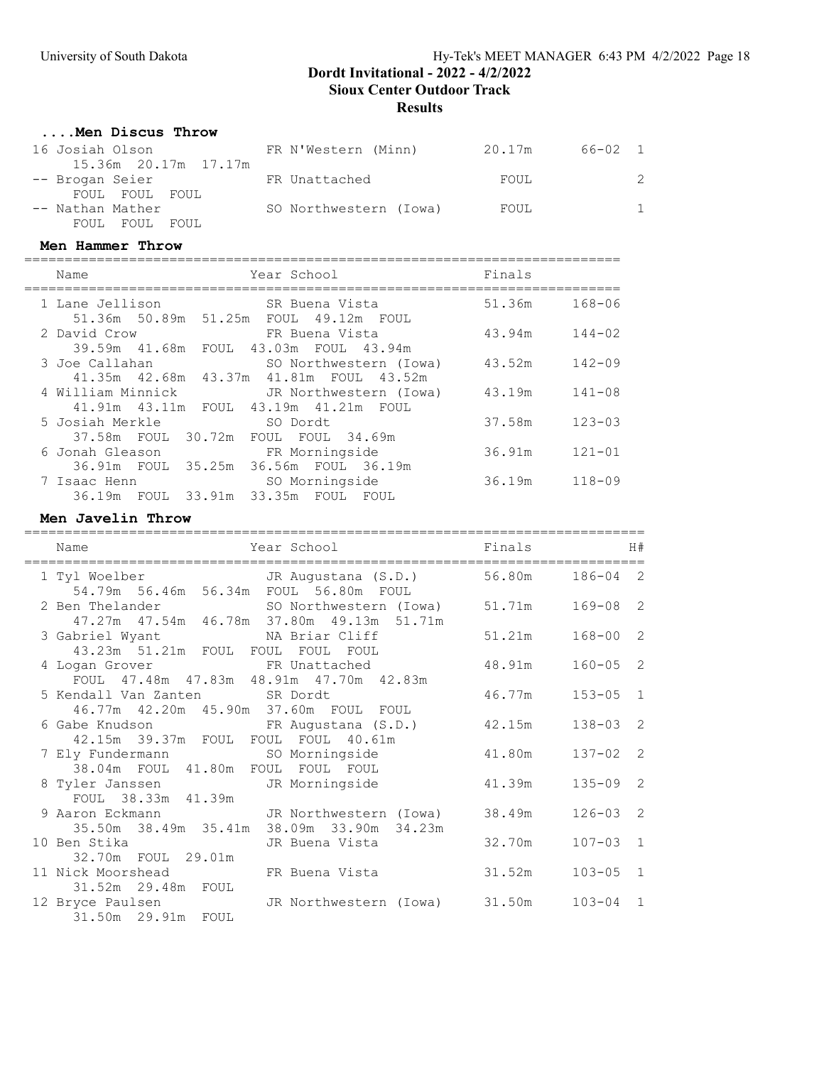# Dordt Invitational - 2022 - 4/2/2022

## Sioux Center Outdoor Track

### Results

#### ....Men Discus Throw

| Place | Name | Year | School | Finals | | H# |
|---|---|---|---|---|---|---|
| 16 | Josiah Olson | FR | N'Western (Minn) | 20.17m | 66-02 | 1 |
| | 15.36m 20.17m 17.17m | | | | | |
| -- | Brogan Seier | FR | Unattached | FOUL | | 2 |
| | FOUL FOUL FOUL | | | | | |
| -- | Nathan Mather | SO | Northwestern (Iowa) | FOUL | | 1 |
| | FOUL FOUL FOUL | | | | | |

#### Men Hammer Throw

| Place | Name | Year | School | Finals | |
|---|---|---|---|---|---|
| 1 | Lane Jellison | SR | Buena Vista | 51.36m | 168-06 |
| | 51.36m 50.89m 51.25m FOUL 49.12m FOUL | | | | |
| 2 | David Crow | FR | Buena Vista | 43.94m | 144-02 |
| | 39.59m 41.68m FOUL 43.03m FOUL 43.94m | | | | |
| 3 | Joe Callahan | SO | Northwestern (Iowa) | 43.52m | 142-09 |
| | 41.35m 42.68m 43.37m 41.81m FOUL 43.52m | | | | |
| 4 | William Minnick | JR | Northwestern (Iowa) | 43.19m | 141-08 |
| | 41.91m 43.11m FOUL 43.19m 41.21m FOUL | | | | |
| 5 | Josiah Merkle | SO | Dordt | 37.58m | 123-03 |
| | 37.58m FOUL 30.72m FOUL FOUL 34.69m | | | | |
| 6 | Jonah Gleason | FR | Morningside | 36.91m | 121-01 |
| | 36.91m FOUL 35.25m 36.56m FOUL 36.19m | | | | |
| 7 | Isaac Henn | SO | Morningside | 36.19m | 118-09 |
| | 36.19m FOUL 33.91m 33.35m FOUL FOUL | | | | |

#### Men Javelin Throw

| Place | Name | Year | School | Finals | | H# |
|---|---|---|---|---|---|---|
| 1 | Tyl Woelber | JR | Augustana (S.D.) | 56.80m | 186-04 | 2 |
| | 54.79m 56.46m 56.34m FOUL 56.80m FOUL | | | | | |
| 2 | Ben Thelander | SO | Northwestern (Iowa) | 51.71m | 169-08 | 2 |
| | 47.27m 47.54m 46.78m 37.80m 49.13m 51.71m | | | | | |
| 3 | Gabriel Wyant | NA | Briar Cliff | 51.21m | 168-00 | 2 |
| | 43.23m 51.21m FOUL FOUL FOUL FOUL | | | | | |
| 4 | Logan Grover | FR | Unattached | 48.91m | 160-05 | 2 |
| | FOUL 47.48m 47.83m 48.91m 47.70m 42.83m | | | | | |
| 5 | Kendall Van Zanten | SR | Dordt | 46.77m | 153-05 | 1 |
| | 46.77m 42.20m 45.90m 37.60m FOUL FOUL | | | | | |
| 6 | Gabe Knudson | FR | Augustana (S.D.) | 42.15m | 138-03 | 2 |
| | 42.15m 39.37m FOUL FOUL FOUL 40.61m | | | | | |
| 7 | Ely Fundermann | SO | Morningside | 41.80m | 137-02 | 2 |
| | 38.04m FOUL 41.80m FOUL FOUL FOUL | | | | | |
| 8 | Tyler Janssen | JR | Morningside | 41.39m | 135-09 | 2 |
| | FOUL 38.33m 41.39m | | | | | |
| 9 | Aaron Eckmann | JR | Northwestern (Iowa) | 38.49m | 126-03 | 2 |
| | 35.50m 38.49m 35.41m 38.09m 33.90m 34.23m | | | | | |
| 10 | Ben Stika | JR | Buena Vista | 32.70m | 107-03 | 1 |
| | 32.70m FOUL 29.01m | | | | | |
| 11 | Nick Moorshead | FR | Buena Vista | 31.52m | 103-05 | 1 |
| | 31.52m 29.48m FOUL | | | | | |
| 12 | Bryce Paulsen | JR | Northwestern (Iowa) | 31.50m | 103-04 | 1 |
| | 31.50m 29.91m FOUL | | | | | |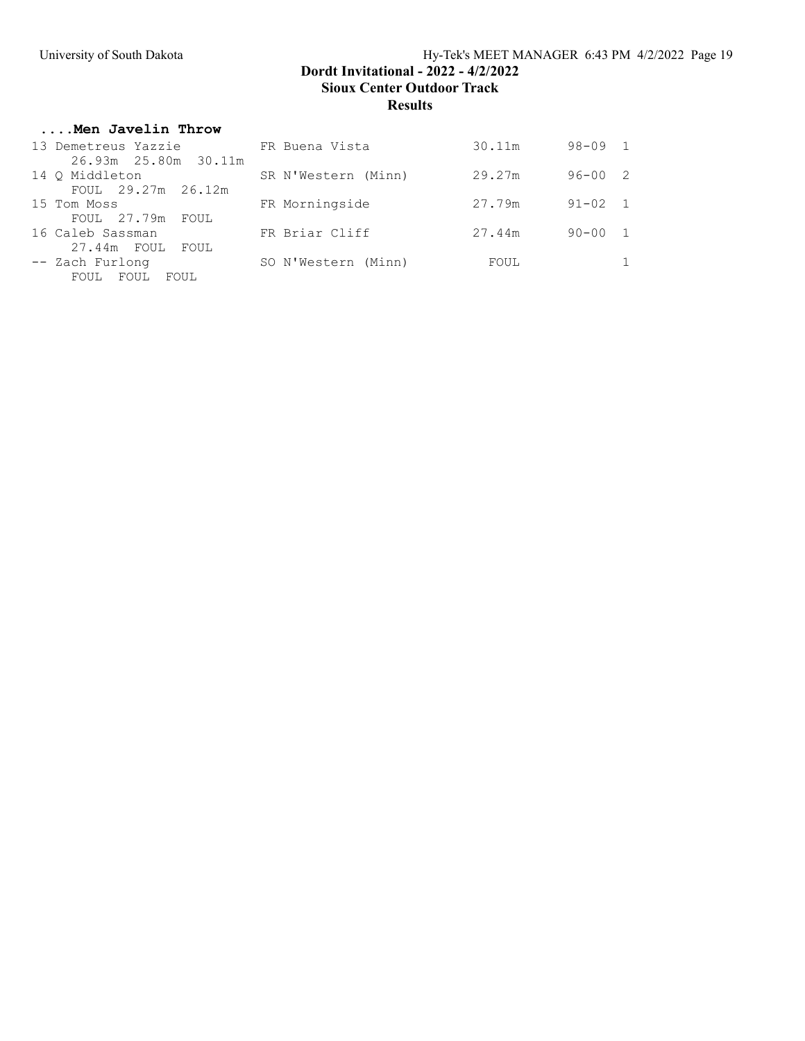## ....Men Javelin Throw

```
13 Demetreus Yazzie          FR Buena Vista            30.11m      98-09  1
     26.93m  25.80m  30.11m
14 Q Middleton               SR N'Western (Minn)       29.27m      96-00  2
     FOUL  29.27m  26.12m
15 Tom Moss                  FR Morningside            27.79m      91-02  1
     FOUL  27.79m  FOUL
16 Caleb Sassman             FR Briar Cliff            27.44m      90-00  1
     27.44m  FOUL  FOUL
-- Zach Furlong              SO N'Western (Minn)         FOUL             1
     FOUL  FOUL  FOUL
```